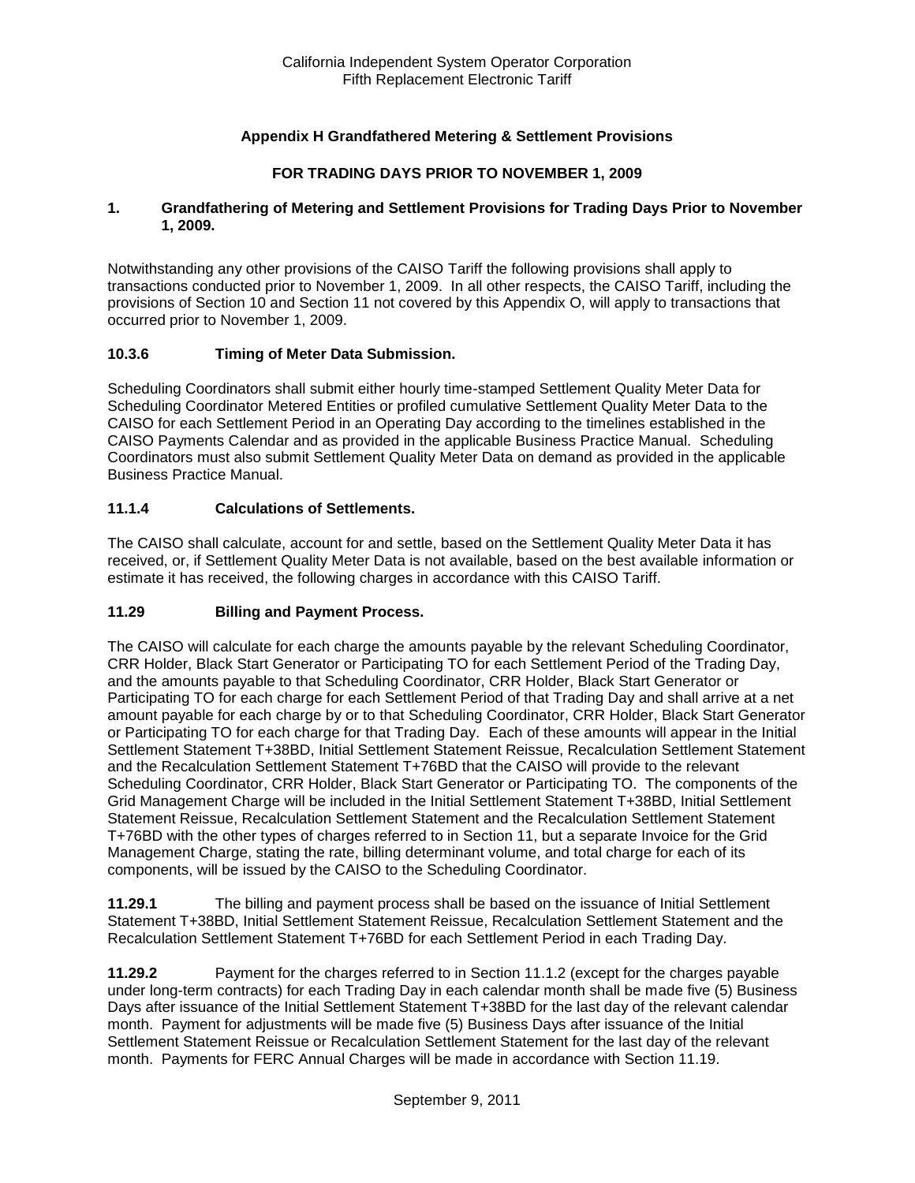# Appendix H Grandfathered Metering & Settlement Provisions

## FOR TRADING DAYS PRIOR TO NOVEMBER 1, 2009

### 1. Grandfathering of Metering and Settlement Provisions for Trading Days Prior to November 1, 2009.

Notwithstanding any other provisions of the CAISO Tariff the following provisions shall apply to transactions conducted prior to November 1, 2009. In all other respects, the CAISO Tariff, including the provisions of Section 10 and Section 11 not covered by this Appendix O, will apply to transactions that occurred prior to November 1, 2009.

### 10.3.6 Timing of Meter Data Submission.

Scheduling Coordinators shall submit either hourly time-stamped Settlement Quality Meter Data for Scheduling Coordinator Metered Entities or profiled cumulative Settlement Quality Meter Data to the CAISO for each Settlement Period in an Operating Day according to the timelines established in the CAISO Payments Calendar and as provided in the applicable Business Practice Manual. Scheduling Coordinators must also submit Settlement Quality Meter Data on demand as provided in the applicable Business Practice Manual.

### 11.1.4 Calculations of Settlements.

The CAISO shall calculate, account for and settle, based on the Settlement Quality Meter Data it has received, or, if Settlement Quality Meter Data is not available, based on the best available information or estimate it has received, the following charges in accordance with this CAISO Tariff.

### 11.29 Billing and Payment Process.

The CAISO will calculate for each charge the amounts payable by the relevant Scheduling Coordinator, CRR Holder, Black Start Generator or Participating TO for each Settlement Period of the Trading Day, and the amounts payable to that Scheduling Coordinator, CRR Holder, Black Start Generator or Participating TO for each charge for each Settlement Period of that Trading Day and shall arrive at a net amount payable for each charge by or to that Scheduling Coordinator, CRR Holder, Black Start Generator or Participating TO for each charge for that Trading Day. Each of these amounts will appear in the Initial Settlement Statement T+38BD, Initial Settlement Statement Reissue, Recalculation Settlement Statement and the Recalculation Settlement Statement T+76BD that the CAISO will provide to the relevant Scheduling Coordinator, CRR Holder, Black Start Generator or Participating TO. The components of the Grid Management Charge will be included in the Initial Settlement Statement T+38BD, Initial Settlement Statement Reissue, Recalculation Settlement Statement and the Recalculation Settlement Statement T+76BD with the other types of charges referred to in Section 11, but a separate Invoice for the Grid Management Charge, stating the rate, billing determinant volume, and total charge for each of its components, will be issued by the CAISO to the Scheduling Coordinator.

**11.29.1** The billing and payment process shall be based on the issuance of Initial Settlement Statement T+38BD, Initial Settlement Statement Reissue, Recalculation Settlement Statement and the Recalculation Settlement Statement T+76BD for each Settlement Period in each Trading Day.

**11.29.2** Payment for the charges referred to in Section 11.1.2 (except for the charges payable under long-term contracts) for each Trading Day in each calendar month shall be made five (5) Business Days after issuance of the Initial Settlement Statement T+38BD for the last day of the relevant calendar month. Payment for adjustments will be made five (5) Business Days after issuance of the Initial Settlement Statement Reissue or Recalculation Settlement Statement for the last day of the relevant month. Payments for FERC Annual Charges will be made in accordance with Section 11.19.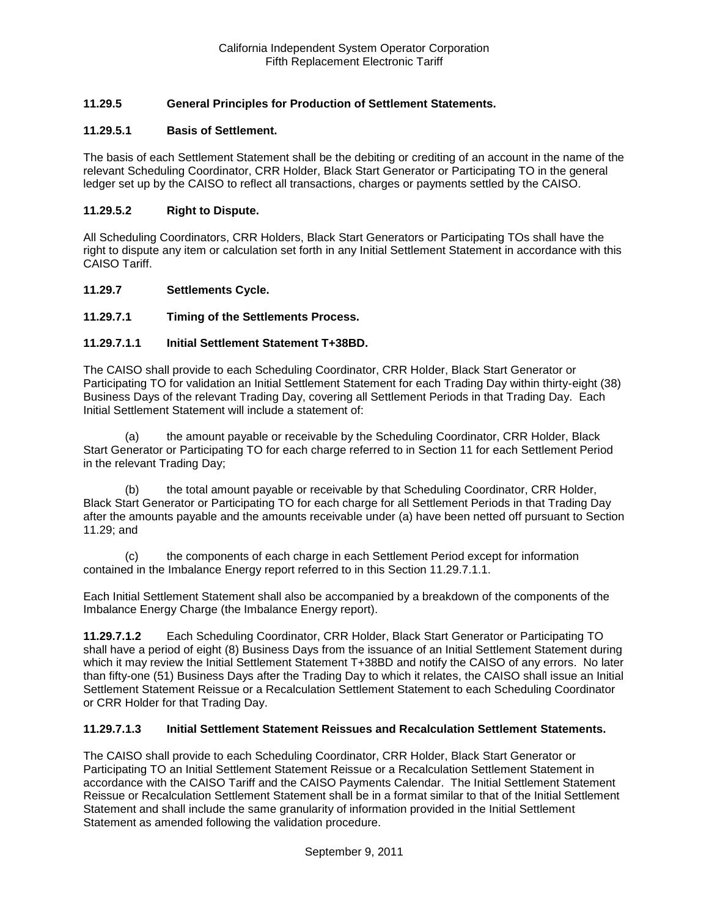### 11.29.5 General Principles for Production of Settlement Statements.

### 11.29.5.1 Basis of Settlement.

The basis of each Settlement Statement shall be the debiting or crediting of an account in the name of the relevant Scheduling Coordinator, CRR Holder, Black Start Generator or Participating TO in the general ledger set up by the CAISO to reflect all transactions, charges or payments settled by the CAISO.

### 11.29.5.2 Right to Dispute.

All Scheduling Coordinators, CRR Holders, Black Start Generators or Participating TOs shall have the right to dispute any item or calculation set forth in any Initial Settlement Statement in accordance with this CAISO Tariff.

### 11.29.7 Settlements Cycle.

### 11.29.7.1 Timing of the Settlements Process.

### 11.29.7.1.1 Initial Settlement Statement T+38BD.

The CAISO shall provide to each Scheduling Coordinator, CRR Holder, Black Start Generator or Participating TO for validation an Initial Settlement Statement for each Trading Day within thirty-eight (38) Business Days of the relevant Trading Day, covering all Settlement Periods in that Trading Day. Each Initial Settlement Statement will include a statement of:

(a) the amount payable or receivable by the Scheduling Coordinator, CRR Holder, Black Start Generator or Participating TO for each charge referred to in Section 11 for each Settlement Period in the relevant Trading Day;

(b) the total amount payable or receivable by that Scheduling Coordinator, CRR Holder, Black Start Generator or Participating TO for each charge for all Settlement Periods in that Trading Day after the amounts payable and the amounts receivable under (a) have been netted off pursuant to Section 11.29; and

(c) the components of each charge in each Settlement Period except for information contained in the Imbalance Energy report referred to in this Section 11.29.7.1.1.

Each Initial Settlement Statement shall also be accompanied by a breakdown of the components of the Imbalance Energy Charge (the Imbalance Energy report).

**11.29.7.1.2** Each Scheduling Coordinator, CRR Holder, Black Start Generator or Participating TO shall have a period of eight (8) Business Days from the issuance of an Initial Settlement Statement during which it may review the Initial Settlement Statement T+38BD and notify the CAISO of any errors. No later than fifty-one (51) Business Days after the Trading Day to which it relates, the CAISO shall issue an Initial Settlement Statement Reissue or a Recalculation Settlement Statement to each Scheduling Coordinator or CRR Holder for that Trading Day.

### 11.29.7.1.3 Initial Settlement Statement Reissues and Recalculation Settlement Statements.

The CAISO shall provide to each Scheduling Coordinator, CRR Holder, Black Start Generator or Participating TO an Initial Settlement Statement Reissue or a Recalculation Settlement Statement in accordance with the CAISO Tariff and the CAISO Payments Calendar. The Initial Settlement Statement Reissue or Recalculation Settlement Statement shall be in a format similar to that of the Initial Settlement Statement and shall include the same granularity of information provided in the Initial Settlement Statement as amended following the validation procedure.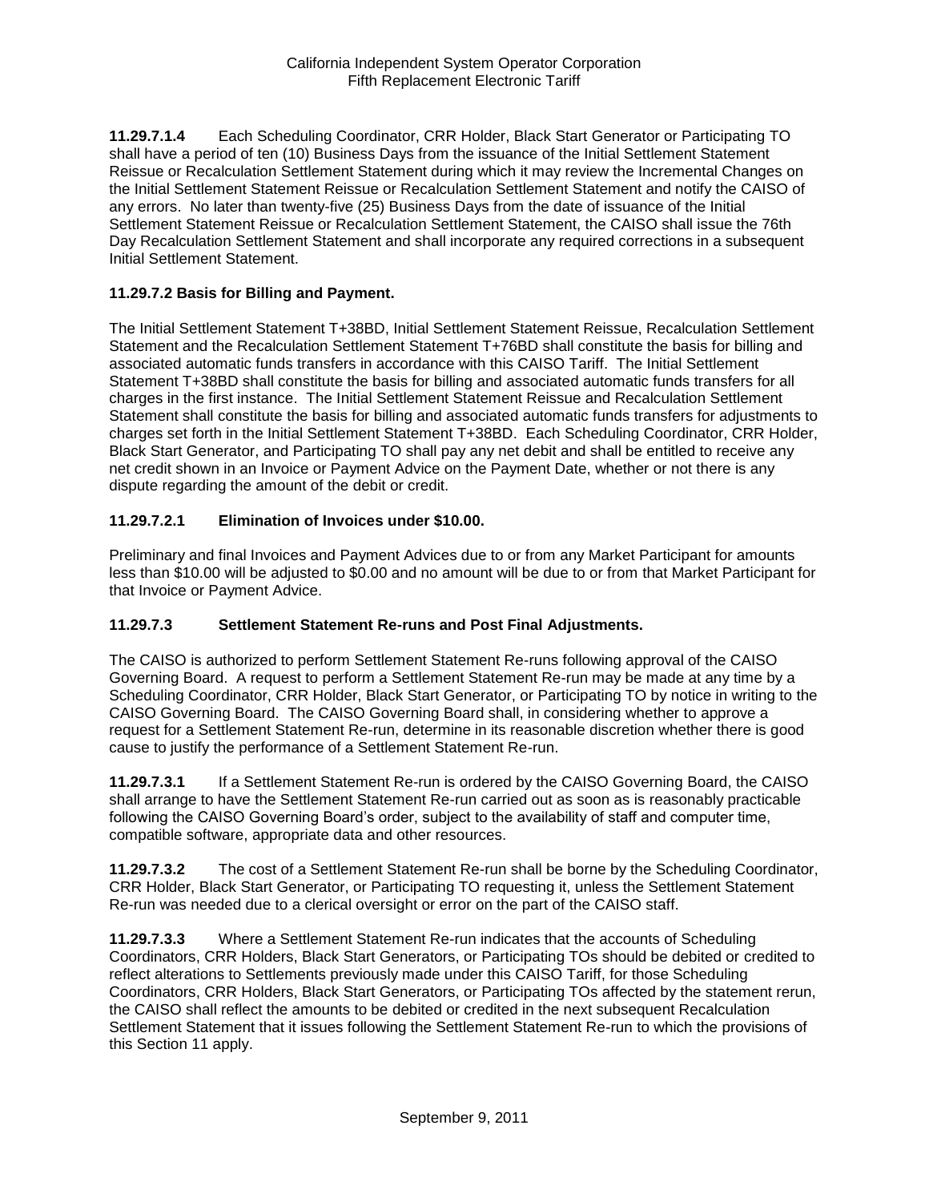**11.29.7.1.4** Each Scheduling Coordinator, CRR Holder, Black Start Generator or Participating TO shall have a period of ten (10) Business Days from the issuance of the Initial Settlement Statement Reissue or Recalculation Settlement Statement during which it may review the Incremental Changes on the Initial Settlement Statement Reissue or Recalculation Settlement Statement and notify the CAISO of any errors. No later than twenty-five (25) Business Days from the date of issuance of the Initial Settlement Statement Reissue or Recalculation Settlement Statement, the CAISO shall issue the 76th Day Recalculation Settlement Statement and shall incorporate any required corrections in a subsequent Initial Settlement Statement.

**11.29.7.2 Basis for Billing and Payment.**

The Initial Settlement Statement T+38BD, Initial Settlement Statement Reissue, Recalculation Settlement Statement and the Recalculation Settlement Statement T+76BD shall constitute the basis for billing and associated automatic funds transfers in accordance with this CAISO Tariff. The Initial Settlement Statement T+38BD shall constitute the basis for billing and associated automatic funds transfers for all charges in the first instance. The Initial Settlement Statement Reissue and Recalculation Settlement Statement shall constitute the basis for billing and associated automatic funds transfers for adjustments to charges set forth in the Initial Settlement Statement T+38BD. Each Scheduling Coordinator, CRR Holder, Black Start Generator, and Participating TO shall pay any net debit and shall be entitled to receive any net credit shown in an Invoice or Payment Advice on the Payment Date, whether or not there is any dispute regarding the amount of the debit or credit.

**11.29.7.2.1 Elimination of Invoices under $10.00.**

Preliminary and final Invoices and Payment Advices due to or from any Market Participant for amounts less than $10.00 will be adjusted to $0.00 and no amount will be due to or from that Market Participant for that Invoice or Payment Advice.

**11.29.7.3 Settlement Statement Re-runs and Post Final Adjustments.**

The CAISO is authorized to perform Settlement Statement Re-runs following approval of the CAISO Governing Board. A request to perform a Settlement Statement Re-run may be made at any time by a Scheduling Coordinator, CRR Holder, Black Start Generator, or Participating TO by notice in writing to the CAISO Governing Board. The CAISO Governing Board shall, in considering whether to approve a request for a Settlement Statement Re-run, determine in its reasonable discretion whether there is good cause to justify the performance of a Settlement Statement Re-run.

**11.29.7.3.1** If a Settlement Statement Re-run is ordered by the CAISO Governing Board, the CAISO shall arrange to have the Settlement Statement Re-run carried out as soon as is reasonably practicable following the CAISO Governing Board's order, subject to the availability of staff and computer time, compatible software, appropriate data and other resources.

**11.29.7.3.2** The cost of a Settlement Statement Re-run shall be borne by the Scheduling Coordinator, CRR Holder, Black Start Generator, or Participating TO requesting it, unless the Settlement Statement Re-run was needed due to a clerical oversight or error on the part of the CAISO staff.

**11.29.7.3.3** Where a Settlement Statement Re-run indicates that the accounts of Scheduling Coordinators, CRR Holders, Black Start Generators, or Participating TOs should be debited or credited to reflect alterations to Settlements previously made under this CAISO Tariff, for those Scheduling Coordinators, CRR Holders, Black Start Generators, or Participating TOs affected by the statement rerun, the CAISO shall reflect the amounts to be debited or credited in the next subsequent Recalculation Settlement Statement that it issues following the Settlement Statement Re-run to which the provisions of this Section 11 apply.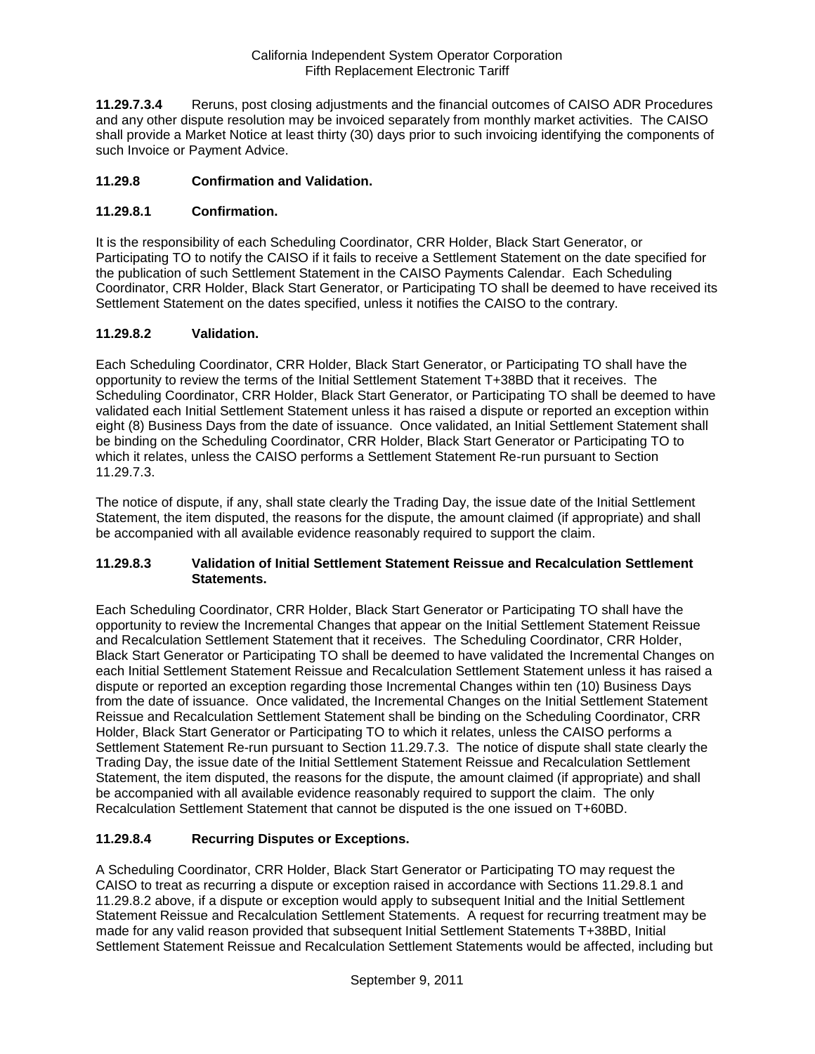**11.29.7.3.4** Reruns, post closing adjustments and the financial outcomes of CAISO ADR Procedures and any other dispute resolution may be invoiced separately from monthly market activities. The CAISO shall provide a Market Notice at least thirty (30) days prior to such invoicing identifying the components of such Invoice or Payment Advice.

### 11.29.8 Confirmation and Validation.

### 11.29.8.1 Confirmation.

It is the responsibility of each Scheduling Coordinator, CRR Holder, Black Start Generator, or Participating TO to notify the CAISO if it fails to receive a Settlement Statement on the date specified for the publication of such Settlement Statement in the CAISO Payments Calendar. Each Scheduling Coordinator, CRR Holder, Black Start Generator, or Participating TO shall be deemed to have received its Settlement Statement on the dates specified, unless it notifies the CAISO to the contrary.

### 11.29.8.2 Validation.

Each Scheduling Coordinator, CRR Holder, Black Start Generator, or Participating TO shall have the opportunity to review the terms of the Initial Settlement Statement T+38BD that it receives. The Scheduling Coordinator, CRR Holder, Black Start Generator, or Participating TO shall be deemed to have validated each Initial Settlement Statement unless it has raised a dispute or reported an exception within eight (8) Business Days from the date of issuance. Once validated, an Initial Settlement Statement shall be binding on the Scheduling Coordinator, CRR Holder, Black Start Generator or Participating TO to which it relates, unless the CAISO performs a Settlement Statement Re-run pursuant to Section 11.29.7.3.

The notice of dispute, if any, shall state clearly the Trading Day, the issue date of the Initial Settlement Statement, the item disputed, the reasons for the dispute, the amount claimed (if appropriate) and shall be accompanied with all available evidence reasonably required to support the claim.

### 11.29.8.3 Validation of Initial Settlement Statement Reissue and Recalculation Settlement Statements.

Each Scheduling Coordinator, CRR Holder, Black Start Generator or Participating TO shall have the opportunity to review the Incremental Changes that appear on the Initial Settlement Statement Reissue and Recalculation Settlement Statement that it receives. The Scheduling Coordinator, CRR Holder, Black Start Generator or Participating TO shall be deemed to have validated the Incremental Changes on each Initial Settlement Statement Reissue and Recalculation Settlement Statement unless it has raised a dispute or reported an exception regarding those Incremental Changes within ten (10) Business Days from the date of issuance. Once validated, the Incremental Changes on the Initial Settlement Statement Reissue and Recalculation Settlement Statement shall be binding on the Scheduling Coordinator, CRR Holder, Black Start Generator or Participating TO to which it relates, unless the CAISO performs a Settlement Statement Re-run pursuant to Section 11.29.7.3. The notice of dispute shall state clearly the Trading Day, the issue date of the Initial Settlement Statement Reissue and Recalculation Settlement Statement, the item disputed, the reasons for the dispute, the amount claimed (if appropriate) and shall be accompanied with all available evidence reasonably required to support the claim. The only Recalculation Settlement Statement that cannot be disputed is the one issued on T+60BD.

### 11.29.8.4 Recurring Disputes or Exceptions.

A Scheduling Coordinator, CRR Holder, Black Start Generator or Participating TO may request the CAISO to treat as recurring a dispute or exception raised in accordance with Sections 11.29.8.1 and 11.29.8.2 above, if a dispute or exception would apply to subsequent Initial and the Initial Settlement Statement Reissue and Recalculation Settlement Statements. A request for recurring treatment may be made for any valid reason provided that subsequent Initial Settlement Statements T+38BD, Initial Settlement Statement Reissue and Recalculation Settlement Statements would be affected, including but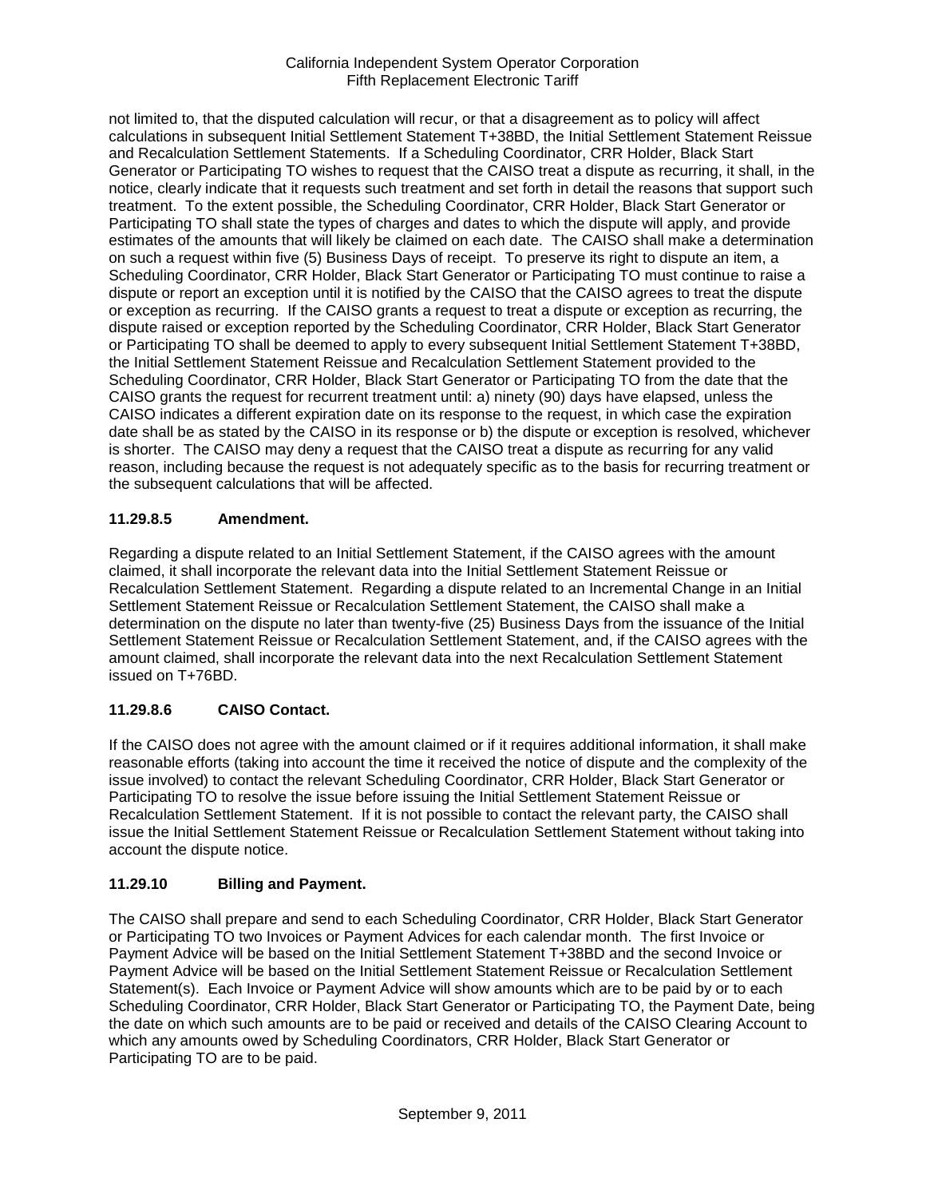not limited to, that the disputed calculation will recur, or that a disagreement as to policy will affect calculations in subsequent Initial Settlement Statement T+38BD, the Initial Settlement Statement Reissue and Recalculation Settlement Statements. If a Scheduling Coordinator, CRR Holder, Black Start Generator or Participating TO wishes to request that the CAISO treat a dispute as recurring, it shall, in the notice, clearly indicate that it requests such treatment and set forth in detail the reasons that support such treatment. To the extent possible, the Scheduling Coordinator, CRR Holder, Black Start Generator or Participating TO shall state the types of charges and dates to which the dispute will apply, and provide estimates of the amounts that will likely be claimed on each date. The CAISO shall make a determination on such a request within five (5) Business Days of receipt. To preserve its right to dispute an item, a Scheduling Coordinator, CRR Holder, Black Start Generator or Participating TO must continue to raise a dispute or report an exception until it is notified by the CAISO that the CAISO agrees to treat the dispute or exception as recurring. If the CAISO grants a request to treat a dispute or exception as recurring, the dispute raised or exception reported by the Scheduling Coordinator, CRR Holder, Black Start Generator or Participating TO shall be deemed to apply to every subsequent Initial Settlement Statement T+38BD, the Initial Settlement Statement Reissue and Recalculation Settlement Statement provided to the Scheduling Coordinator, CRR Holder, Black Start Generator or Participating TO from the date that the CAISO grants the request for recurrent treatment until: a) ninety (90) days have elapsed, unless the CAISO indicates a different expiration date on its response to the request, in which case the expiration date shall be as stated by the CAISO in its response or b) the dispute or exception is resolved, whichever is shorter. The CAISO may deny a request that the CAISO treat a dispute as recurring for any valid reason, including because the request is not adequately specific as to the basis for recurring treatment or the subsequent calculations that will be affected.

### 11.29.8.5 Amendment.

Regarding a dispute related to an Initial Settlement Statement, if the CAISO agrees with the amount claimed, it shall incorporate the relevant data into the Initial Settlement Statement Reissue or Recalculation Settlement Statement. Regarding a dispute related to an Incremental Change in an Initial Settlement Statement Reissue or Recalculation Settlement Statement, the CAISO shall make a determination on the dispute no later than twenty-five (25) Business Days from the issuance of the Initial Settlement Statement Reissue or Recalculation Settlement Statement, and, if the CAISO agrees with the amount claimed, shall incorporate the relevant data into the next Recalculation Settlement Statement issued on T+76BD.

### 11.29.8.6 CAISO Contact.

If the CAISO does not agree with the amount claimed or if it requires additional information, it shall make reasonable efforts (taking into account the time it received the notice of dispute and the complexity of the issue involved) to contact the relevant Scheduling Coordinator, CRR Holder, Black Start Generator or Participating TO to resolve the issue before issuing the Initial Settlement Statement Reissue or Recalculation Settlement Statement. If it is not possible to contact the relevant party, the CAISO shall issue the Initial Settlement Statement Reissue or Recalculation Settlement Statement without taking into account the dispute notice.

### 11.29.10 Billing and Payment.

The CAISO shall prepare and send to each Scheduling Coordinator, CRR Holder, Black Start Generator or Participating TO two Invoices or Payment Advices for each calendar month. The first Invoice or Payment Advice will be based on the Initial Settlement Statement T+38BD and the second Invoice or Payment Advice will be based on the Initial Settlement Statement Reissue or Recalculation Settlement Statement(s). Each Invoice or Payment Advice will show amounts which are to be paid by or to each Scheduling Coordinator, CRR Holder, Black Start Generator or Participating TO, the Payment Date, being the date on which such amounts are to be paid or received and details of the CAISO Clearing Account to which any amounts owed by Scheduling Coordinators, CRR Holder, Black Start Generator or Participating TO are to be paid.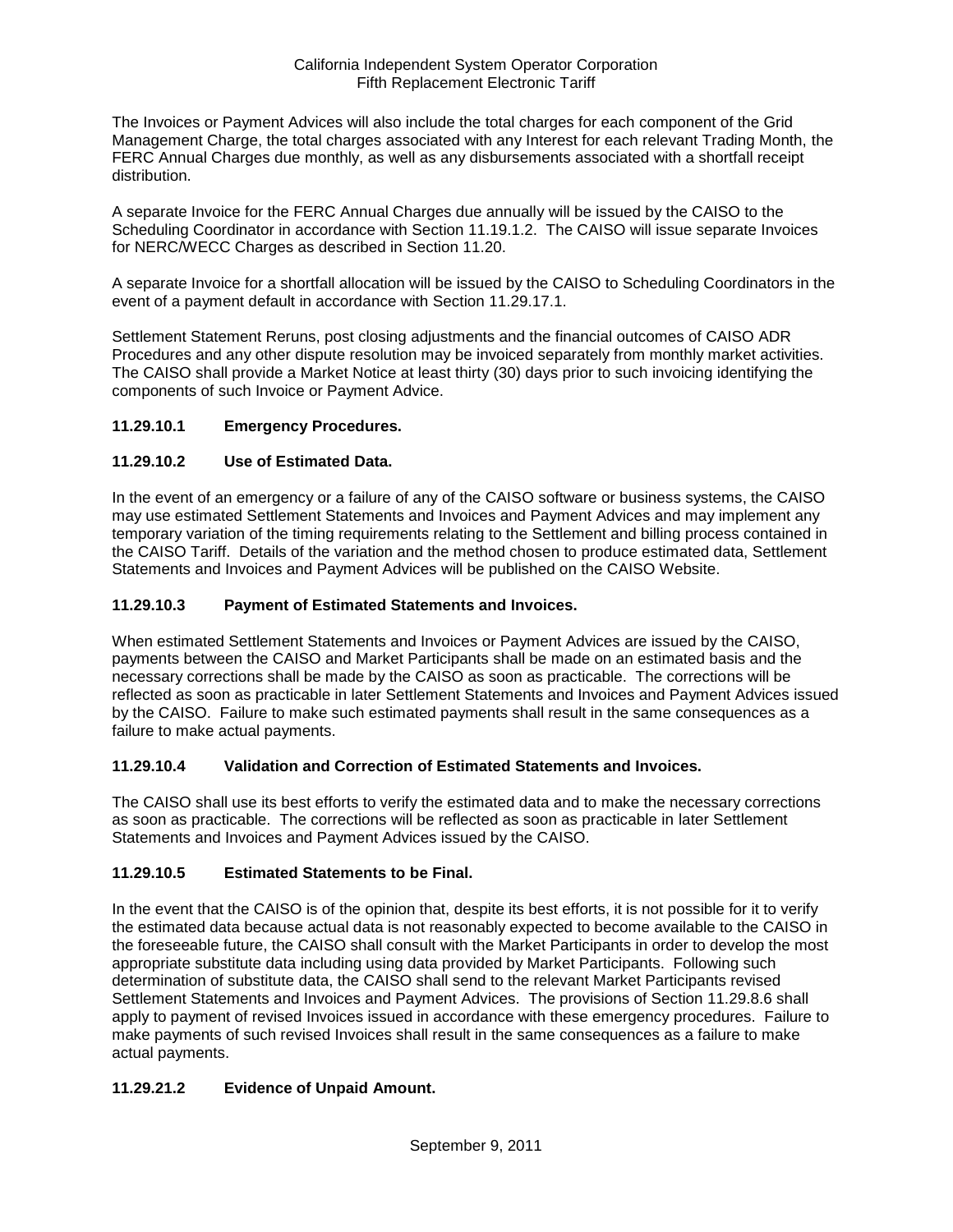The Invoices or Payment Advices will also include the total charges for each component of the Grid Management Charge, the total charges associated with any Interest for each relevant Trading Month, the FERC Annual Charges due monthly, as well as any disbursements associated with a shortfall receipt distribution.

A separate Invoice for the FERC Annual Charges due annually will be issued by the CAISO to the Scheduling Coordinator in accordance with Section 11.19.1.2. The CAISO will issue separate Invoices for NERC/WECC Charges as described in Section 11.20.

A separate Invoice for a shortfall allocation will be issued by the CAISO to Scheduling Coordinators in the event of a payment default in accordance with Section 11.29.17.1.

Settlement Statement Reruns, post closing adjustments and the financial outcomes of CAISO ADR Procedures and any other dispute resolution may be invoiced separately from monthly market activities. The CAISO shall provide a Market Notice at least thirty (30) days prior to such invoicing identifying the components of such Invoice or Payment Advice.

### 11.29.10.1 Emergency Procedures.

### 11.29.10.2 Use of Estimated Data.

In the event of an emergency or a failure of any of the CAISO software or business systems, the CAISO may use estimated Settlement Statements and Invoices and Payment Advices and may implement any temporary variation of the timing requirements relating to the Settlement and billing process contained in the CAISO Tariff. Details of the variation and the method chosen to produce estimated data, Settlement Statements and Invoices and Payment Advices will be published on the CAISO Website.

### 11.29.10.3 Payment of Estimated Statements and Invoices.

When estimated Settlement Statements and Invoices or Payment Advices are issued by the CAISO, payments between the CAISO and Market Participants shall be made on an estimated basis and the necessary corrections shall be made by the CAISO as soon as practicable. The corrections will be reflected as soon as practicable in later Settlement Statements and Invoices and Payment Advices issued by the CAISO. Failure to make such estimated payments shall result in the same consequences as a failure to make actual payments.

### 11.29.10.4 Validation and Correction of Estimated Statements and Invoices.

The CAISO shall use its best efforts to verify the estimated data and to make the necessary corrections as soon as practicable. The corrections will be reflected as soon as practicable in later Settlement Statements and Invoices and Payment Advices issued by the CAISO.

### 11.29.10.5 Estimated Statements to be Final.

In the event that the CAISO is of the opinion that, despite its best efforts, it is not possible for it to verify the estimated data because actual data is not reasonably expected to become available to the CAISO in the foreseeable future, the CAISO shall consult with the Market Participants in order to develop the most appropriate substitute data including using data provided by Market Participants. Following such determination of substitute data, the CAISO shall send to the relevant Market Participants revised Settlement Statements and Invoices and Payment Advices. The provisions of Section 11.29.8.6 shall apply to payment of revised Invoices issued in accordance with these emergency procedures. Failure to make payments of such revised Invoices shall result in the same consequences as a failure to make actual payments.

### 11.29.21.2 Evidence of Unpaid Amount.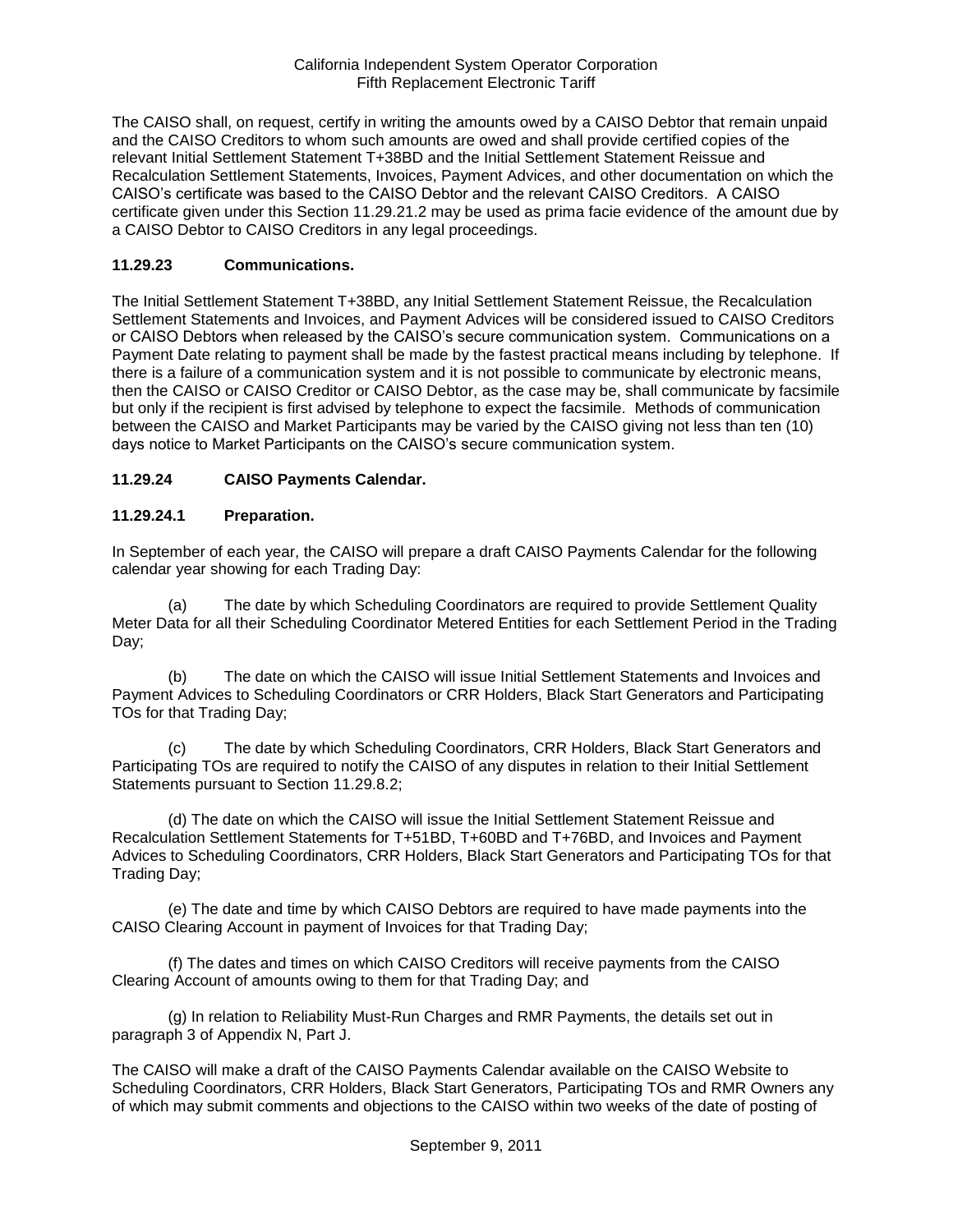The CAISO shall, on request, certify in writing the amounts owed by a CAISO Debtor that remain unpaid and the CAISO Creditors to whom such amounts are owed and shall provide certified copies of the relevant Initial Settlement Statement T+38BD and the Initial Settlement Statement Reissue and Recalculation Settlement Statements, Invoices, Payment Advices, and other documentation on which the CAISO's certificate was based to the CAISO Debtor and the relevant CAISO Creditors. A CAISO certificate given under this Section 11.29.21.2 may be used as prima facie evidence of the amount due by a CAISO Debtor to CAISO Creditors in any legal proceedings.

### 11.29.23 Communications.

The Initial Settlement Statement T+38BD, any Initial Settlement Statement Reissue, the Recalculation Settlement Statements and Invoices, and Payment Advices will be considered issued to CAISO Creditors or CAISO Debtors when released by the CAISO's secure communication system. Communications on a Payment Date relating to payment shall be made by the fastest practical means including by telephone. If there is a failure of a communication system and it is not possible to communicate by electronic means, then the CAISO or CAISO Creditor or CAISO Debtor, as the case may be, shall communicate by facsimile but only if the recipient is first advised by telephone to expect the facsimile. Methods of communication between the CAISO and Market Participants may be varied by the CAISO giving not less than ten (10) days notice to Market Participants on the CAISO's secure communication system.

### 11.29.24 CAISO Payments Calendar.

### 11.29.24.1 Preparation.

In September of each year, the CAISO will prepare a draft CAISO Payments Calendar for the following calendar year showing for each Trading Day:

(a) The date by which Scheduling Coordinators are required to provide Settlement Quality Meter Data for all their Scheduling Coordinator Metered Entities for each Settlement Period in the Trading Day;

(b) The date on which the CAISO will issue Initial Settlement Statements and Invoices and Payment Advices to Scheduling Coordinators or CRR Holders, Black Start Generators and Participating TOs for that Trading Day;

(c) The date by which Scheduling Coordinators, CRR Holders, Black Start Generators and Participating TOs are required to notify the CAISO of any disputes in relation to their Initial Settlement Statements pursuant to Section 11.29.8.2;

(d) The date on which the CAISO will issue the Initial Settlement Statement Reissue and Recalculation Settlement Statements for T+51BD, T+60BD and T+76BD, and Invoices and Payment Advices to Scheduling Coordinators, CRR Holders, Black Start Generators and Participating TOs for that Trading Day;

(e) The date and time by which CAISO Debtors are required to have made payments into the CAISO Clearing Account in payment of Invoices for that Trading Day;

(f) The dates and times on which CAISO Creditors will receive payments from the CAISO Clearing Account of amounts owing to them for that Trading Day; and

(g) In relation to Reliability Must-Run Charges and RMR Payments, the details set out in paragraph 3 of Appendix N, Part J.

The CAISO will make a draft of the CAISO Payments Calendar available on the CAISO Website to Scheduling Coordinators, CRR Holders, Black Start Generators, Participating TOs and RMR Owners any of which may submit comments and objections to the CAISO within two weeks of the date of posting of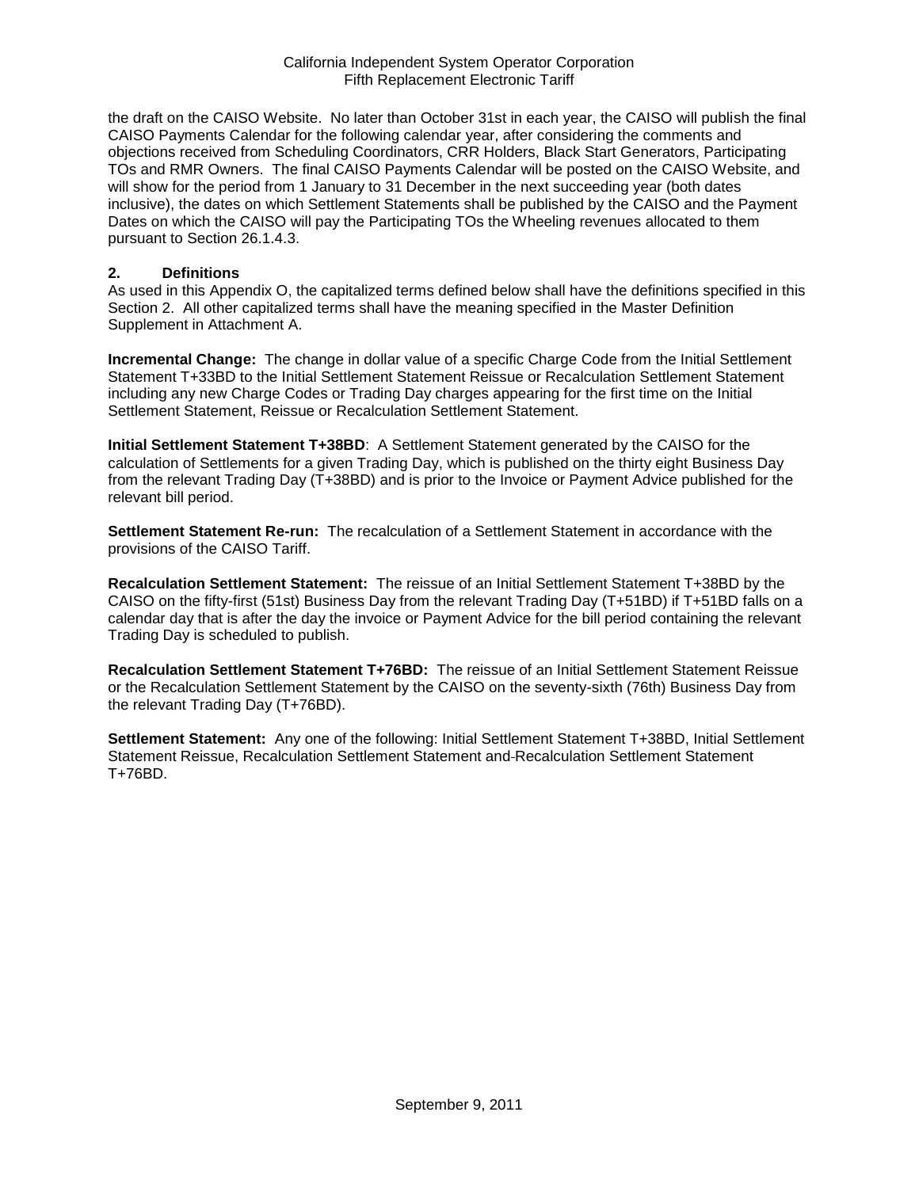the draft on the CAISO Website. No later than October 31st in each year, the CAISO will publish the final CAISO Payments Calendar for the following calendar year, after considering the comments and objections received from Scheduling Coordinators, CRR Holders, Black Start Generators, Participating TOs and RMR Owners. The final CAISO Payments Calendar will be posted on the CAISO Website, and will show for the period from 1 January to 31 December in the next succeeding year (both dates inclusive), the dates on which Settlement Statements shall be published by the CAISO and the Payment Dates on which the CAISO will pay the Participating TOs the Wheeling revenues allocated to them pursuant to Section 26.1.4.3.

## 2. Definitions

As used in this Appendix O, the capitalized terms defined below shall have the definitions specified in this Section 2. All other capitalized terms shall have the meaning specified in the Master Definition Supplement in Attachment A.

**Incremental Change:** The change in dollar value of a specific Charge Code from the Initial Settlement Statement T+33BD to the Initial Settlement Statement Reissue or Recalculation Settlement Statement including any new Charge Codes or Trading Day charges appearing for the first time on the Initial Settlement Statement, Reissue or Recalculation Settlement Statement.

**Initial Settlement Statement T+38BD**: A Settlement Statement generated by the CAISO for the calculation of Settlements for a given Trading Day, which is published on the thirty eight Business Day from the relevant Trading Day (T+38BD) and is prior to the Invoice or Payment Advice published for the relevant bill period.

**Settlement Statement Re-run:** The recalculation of a Settlement Statement in accordance with the provisions of the CAISO Tariff.

**Recalculation Settlement Statement:** The reissue of an Initial Settlement Statement T+38BD by the CAISO on the fifty-first (51st) Business Day from the relevant Trading Day (T+51BD) if T+51BD falls on a calendar day that is after the day the invoice or Payment Advice for the bill period containing the relevant Trading Day is scheduled to publish.

**Recalculation Settlement Statement T+76BD:** The reissue of an Initial Settlement Statement Reissue or the Recalculation Settlement Statement by the CAISO on the seventy-sixth (76th) Business Day from the relevant Trading Day (T+76BD).

**Settlement Statement:** Any one of the following: Initial Settlement Statement T+38BD, Initial Settlement Statement Reissue, Recalculation Settlement Statement and Recalculation Settlement Statement T+76BD.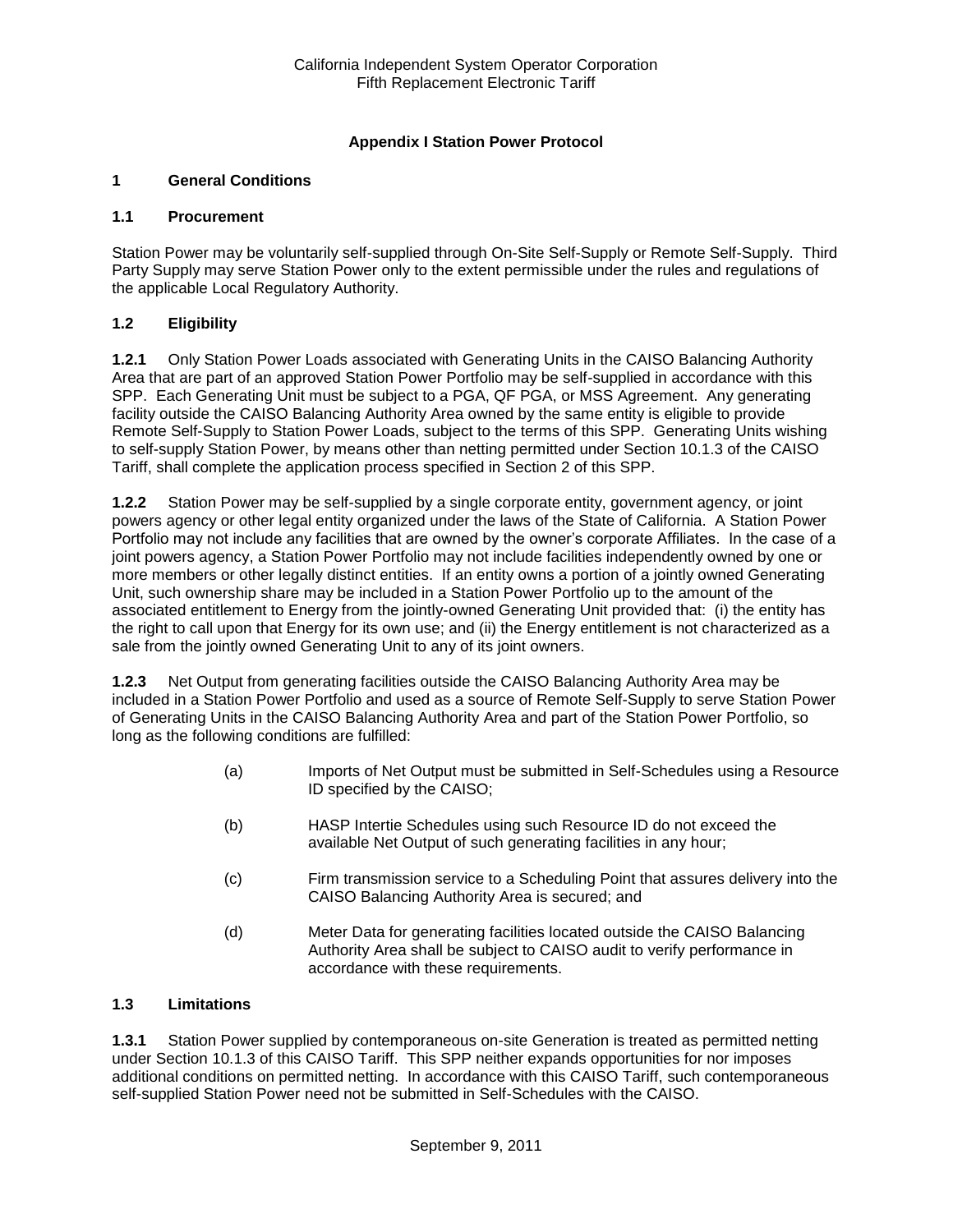## Appendix I Station Power Protocol

### 1 General Conditions

#### 1.1 Procurement

Station Power may be voluntarily self-supplied through On-Site Self-Supply or Remote Self-Supply. Third Party Supply may serve Station Power only to the extent permissible under the rules and regulations of the applicable Local Regulatory Authority.

#### 1.2 Eligibility

**1.2.1** Only Station Power Loads associated with Generating Units in the CAISO Balancing Authority Area that are part of an approved Station Power Portfolio may be self-supplied in accordance with this SPP. Each Generating Unit must be subject to a PGA, QF PGA, or MSS Agreement. Any generating facility outside the CAISO Balancing Authority Area owned by the same entity is eligible to provide Remote Self-Supply to Station Power Loads, subject to the terms of this SPP. Generating Units wishing to self-supply Station Power, by means other than netting permitted under Section 10.1.3 of the CAISO Tariff, shall complete the application process specified in Section 2 of this SPP.

**1.2.2** Station Power may be self-supplied by a single corporate entity, government agency, or joint powers agency or other legal entity organized under the laws of the State of California. A Station Power Portfolio may not include any facilities that are owned by the owner's corporate Affiliates. In the case of a joint powers agency, a Station Power Portfolio may not include facilities independently owned by one or more members or other legally distinct entities. If an entity owns a portion of a jointly owned Generating Unit, such ownership share may be included in a Station Power Portfolio up to the amount of the associated entitlement to Energy from the jointly-owned Generating Unit provided that: (i) the entity has the right to call upon that Energy for its own use; and (ii) the Energy entitlement is not characterized as a sale from the jointly owned Generating Unit to any of its joint owners.

**1.2.3** Net Output from generating facilities outside the CAISO Balancing Authority Area may be included in a Station Power Portfolio and used as a source of Remote Self-Supply to serve Station Power of Generating Units in the CAISO Balancing Authority Area and part of the Station Power Portfolio, so long as the following conditions are fulfilled:

(a) Imports of Net Output must be submitted in Self-Schedules using a Resource ID specified by the CAISO;

(b) HASP Intertie Schedules using such Resource ID do not exceed the available Net Output of such generating facilities in any hour;

(c) Firm transmission service to a Scheduling Point that assures delivery into the CAISO Balancing Authority Area is secured; and

(d) Meter Data for generating facilities located outside the CAISO Balancing Authority Area shall be subject to CAISO audit to verify performance in accordance with these requirements.

#### 1.3 Limitations

**1.3.1** Station Power supplied by contemporaneous on-site Generation is treated as permitted netting under Section 10.1.3 of this CAISO Tariff. This SPP neither expands opportunities for nor imposes additional conditions on permitted netting. In accordance with this CAISO Tariff, such contemporaneous self-supplied Station Power need not be submitted in Self-Schedules with the CAISO.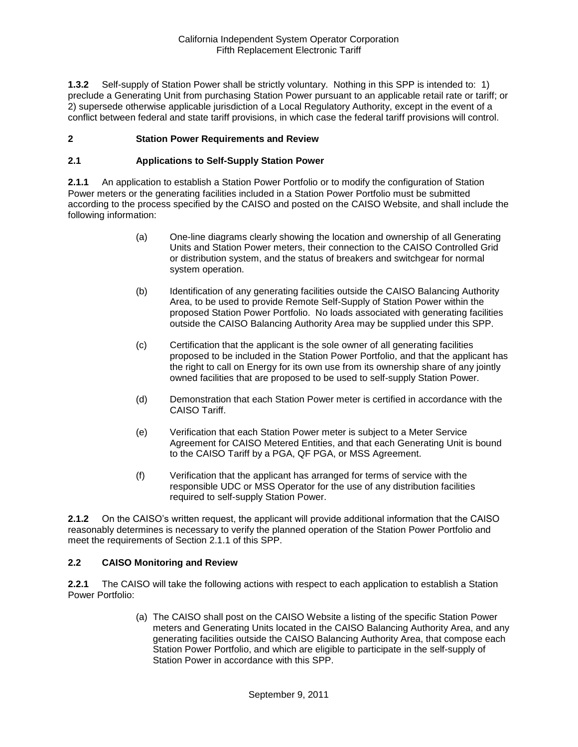**1.3.2** Self-supply of Station Power shall be strictly voluntary. Nothing in this SPP is intended to: 1) preclude a Generating Unit from purchasing Station Power pursuant to an applicable retail rate or tariff; or 2) supersede otherwise applicable jurisdiction of a Local Regulatory Authority, except in the event of a conflict between federal and state tariff provisions, in which case the federal tariff provisions will control.

## 2 Station Power Requirements and Review

### 2.1 Applications to Self-Supply Station Power

**2.1.1** An application to establish a Station Power Portfolio or to modify the configuration of Station Power meters or the generating facilities included in a Station Power Portfolio must be submitted according to the process specified by the CAISO and posted on the CAISO Website, and shall include the following information:

(a) One-line diagrams clearly showing the location and ownership of all Generating Units and Station Power meters, their connection to the CAISO Controlled Grid or distribution system, and the status of breakers and switchgear for normal system operation.

(b) Identification of any generating facilities outside the CAISO Balancing Authority Area, to be used to provide Remote Self-Supply of Station Power within the proposed Station Power Portfolio. No loads associated with generating facilities outside the CAISO Balancing Authority Area may be supplied under this SPP.

(c) Certification that the applicant is the sole owner of all generating facilities proposed to be included in the Station Power Portfolio, and that the applicant has the right to call on Energy for its own use from its ownership share of any jointly owned facilities that are proposed to be used to self-supply Station Power.

(d) Demonstration that each Station Power meter is certified in accordance with the CAISO Tariff.

(e) Verification that each Station Power meter is subject to a Meter Service Agreement for CAISO Metered Entities, and that each Generating Unit is bound to the CAISO Tariff by a PGA, QF PGA, or MSS Agreement.

(f) Verification that the applicant has arranged for terms of service with the responsible UDC or MSS Operator for the use of any distribution facilities required to self-supply Station Power.

**2.1.2** On the CAISO's written request, the applicant will provide additional information that the CAISO reasonably determines is necessary to verify the planned operation of the Station Power Portfolio and meet the requirements of Section 2.1.1 of this SPP.

### 2.2 CAISO Monitoring and Review

**2.2.1** The CAISO will take the following actions with respect to each application to establish a Station Power Portfolio:

(a) The CAISO shall post on the CAISO Website a listing of the specific Station Power meters and Generating Units located in the CAISO Balancing Authority Area, and any generating facilities outside the CAISO Balancing Authority Area, that compose each Station Power Portfolio, and which are eligible to participate in the self-supply of Station Power in accordance with this SPP.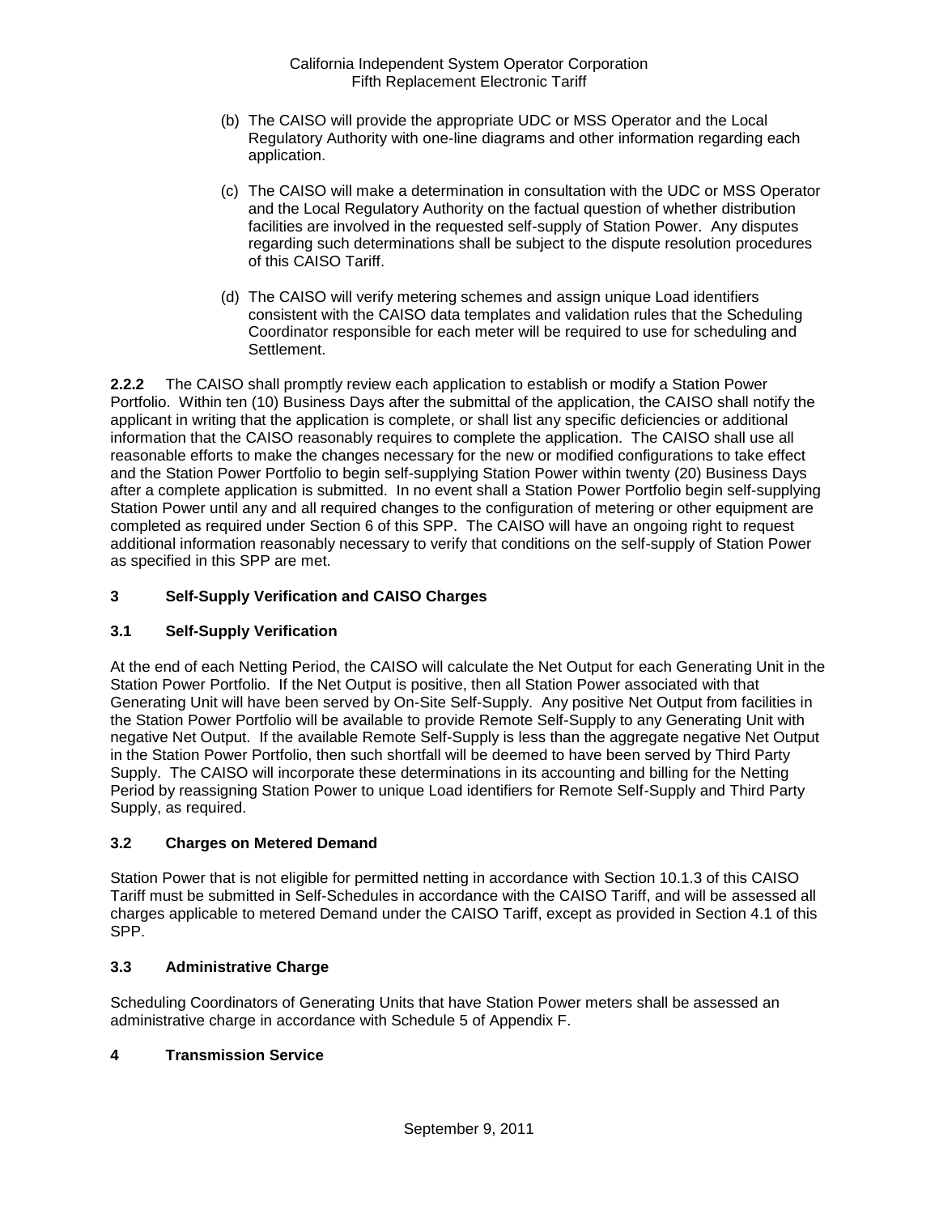(b) The CAISO will provide the appropriate UDC or MSS Operator and the Local Regulatory Authority with one-line diagrams and other information regarding each application.

(c) The CAISO will make a determination in consultation with the UDC or MSS Operator and the Local Regulatory Authority on the factual question of whether distribution facilities are involved in the requested self-supply of Station Power. Any disputes regarding such determinations shall be subject to the dispute resolution procedures of this CAISO Tariff.

(d) The CAISO will verify metering schemes and assign unique Load identifiers consistent with the CAISO data templates and validation rules that the Scheduling Coordinator responsible for each meter will be required to use for scheduling and Settlement.

**2.2.2** The CAISO shall promptly review each application to establish or modify a Station Power Portfolio. Within ten (10) Business Days after the submittal of the application, the CAISO shall notify the applicant in writing that the application is complete, or shall list any specific deficiencies or additional information that the CAISO reasonably requires to complete the application. The CAISO shall use all reasonable efforts to make the changes necessary for the new or modified configurations to take effect and the Station Power Portfolio to begin self-supplying Station Power within twenty (20) Business Days after a complete application is submitted. In no event shall a Station Power Portfolio begin self-supplying Station Power until any and all required changes to the configuration of metering or other equipment are completed as required under Section 6 of this SPP. The CAISO will have an ongoing right to request additional information reasonably necessary to verify that conditions on the self-supply of Station Power as specified in this SPP are met.

## 3 Self-Supply Verification and CAISO Charges

### 3.1 Self-Supply Verification

At the end of each Netting Period, the CAISO will calculate the Net Output for each Generating Unit in the Station Power Portfolio. If the Net Output is positive, then all Station Power associated with that Generating Unit will have been served by On-Site Self-Supply. Any positive Net Output from facilities in the Station Power Portfolio will be available to provide Remote Self-Supply to any Generating Unit with negative Net Output. If the available Remote Self-Supply is less than the aggregate negative Net Output in the Station Power Portfolio, then such shortfall will be deemed to have been served by Third Party Supply. The CAISO will incorporate these determinations in its accounting and billing for the Netting Period by reassigning Station Power to unique Load identifiers for Remote Self-Supply and Third Party Supply, as required.

### 3.2 Charges on Metered Demand

Station Power that is not eligible for permitted netting in accordance with Section 10.1.3 of this CAISO Tariff must be submitted in Self-Schedules in accordance with the CAISO Tariff, and will be assessed all charges applicable to metered Demand under the CAISO Tariff, except as provided in Section 4.1 of this SPP.

### 3.3 Administrative Charge

Scheduling Coordinators of Generating Units that have Station Power meters shall be assessed an administrative charge in accordance with Schedule 5 of Appendix F.

## 4 Transmission Service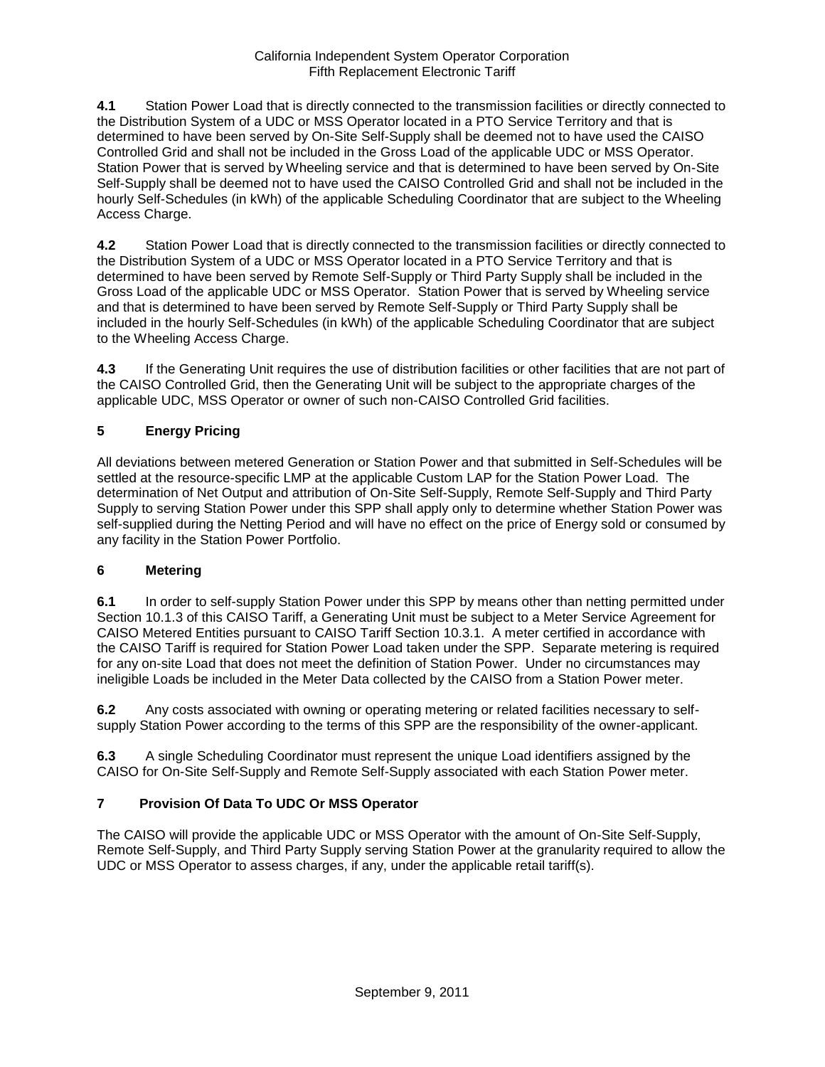**4.1** Station Power Load that is directly connected to the transmission facilities or directly connected to the Distribution System of a UDC or MSS Operator located in a PTO Service Territory and that is determined to have been served by On-Site Self-Supply shall be deemed not to have used the CAISO Controlled Grid and shall not be included in the Gross Load of the applicable UDC or MSS Operator. Station Power that is served by Wheeling service and that is determined to have been served by On-Site Self-Supply shall be deemed not to have used the CAISO Controlled Grid and shall not be included in the hourly Self-Schedules (in kWh) of the applicable Scheduling Coordinator that are subject to the Wheeling Access Charge.

**4.2** Station Power Load that is directly connected to the transmission facilities or directly connected to the Distribution System of a UDC or MSS Operator located in a PTO Service Territory and that is determined to have been served by Remote Self-Supply or Third Party Supply shall be included in the Gross Load of the applicable UDC or MSS Operator. Station Power that is served by Wheeling service and that is determined to have been served by Remote Self-Supply or Third Party Supply shall be included in the hourly Self-Schedules (in kWh) of the applicable Scheduling Coordinator that are subject to the Wheeling Access Charge.

**4.3** If the Generating Unit requires the use of distribution facilities or other facilities that are not part of the CAISO Controlled Grid, then the Generating Unit will be subject to the appropriate charges of the applicable UDC, MSS Operator or owner of such non-CAISO Controlled Grid facilities.

## 5 Energy Pricing

All deviations between metered Generation or Station Power and that submitted in Self-Schedules will be settled at the resource-specific LMP at the applicable Custom LAP for the Station Power Load. The determination of Net Output and attribution of On-Site Self-Supply, Remote Self-Supply and Third Party Supply to serving Station Power under this SPP shall apply only to determine whether Station Power was self-supplied during the Netting Period and will have no effect on the price of Energy sold or consumed by any facility in the Station Power Portfolio.

## 6 Metering

**6.1** In order to self-supply Station Power under this SPP by means other than netting permitted under Section 10.1.3 of this CAISO Tariff, a Generating Unit must be subject to a Meter Service Agreement for CAISO Metered Entities pursuant to CAISO Tariff Section 10.3.1. A meter certified in accordance with the CAISO Tariff is required for Station Power Load taken under the SPP. Separate metering is required for any on-site Load that does not meet the definition of Station Power. Under no circumstances may ineligible Loads be included in the Meter Data collected by the CAISO from a Station Power meter.

**6.2** Any costs associated with owning or operating metering or related facilities necessary to self-supply Station Power according to the terms of this SPP are the responsibility of the owner-applicant.

**6.3** A single Scheduling Coordinator must represent the unique Load identifiers assigned by the CAISO for On-Site Self-Supply and Remote Self-Supply associated with each Station Power meter.

## 7 Provision Of Data To UDC Or MSS Operator

The CAISO will provide the applicable UDC or MSS Operator with the amount of On-Site Self-Supply, Remote Self-Supply, and Third Party Supply serving Station Power at the granularity required to allow the UDC or MSS Operator to assess charges, if any, under the applicable retail tariff(s).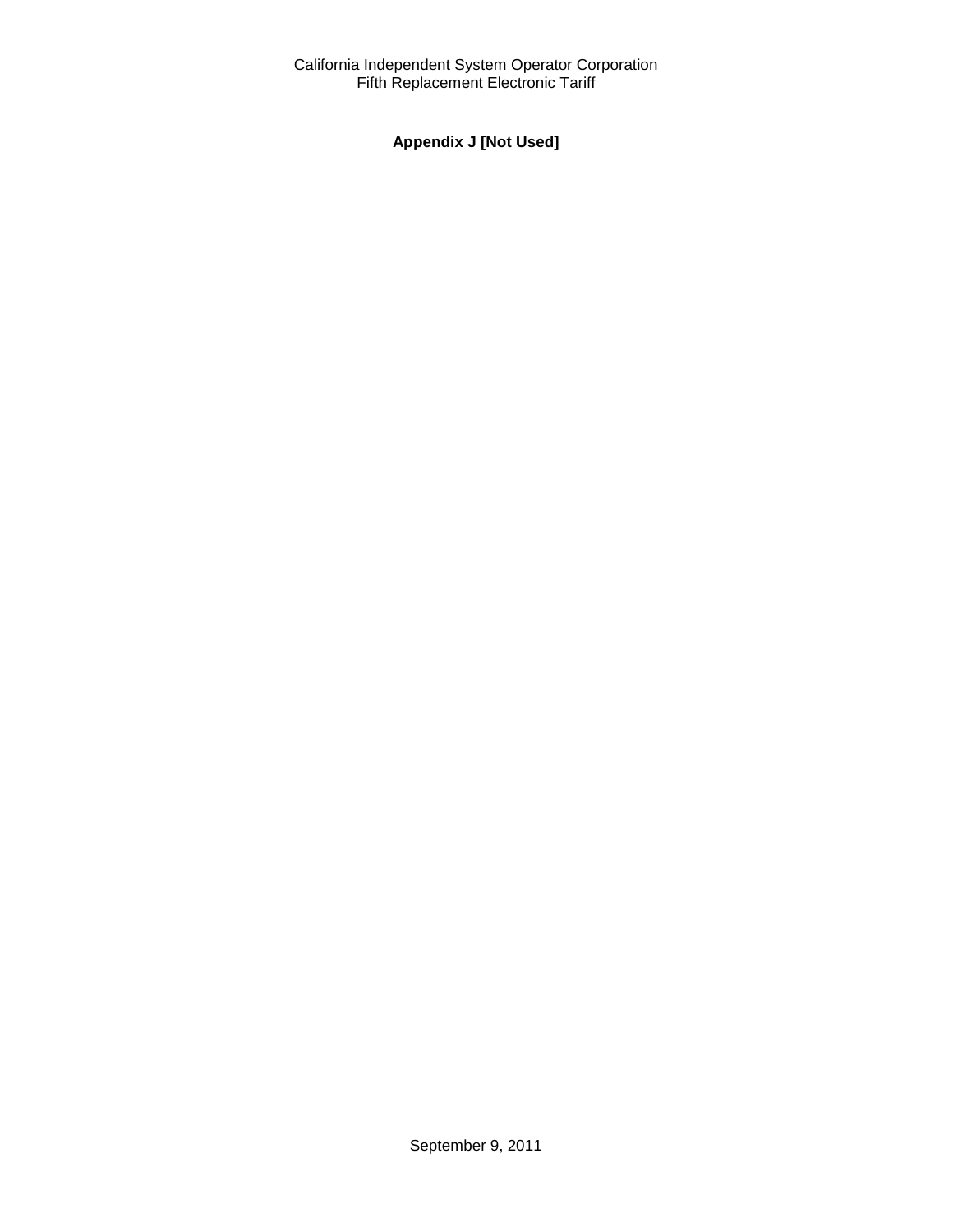**Appendix J [Not Used]**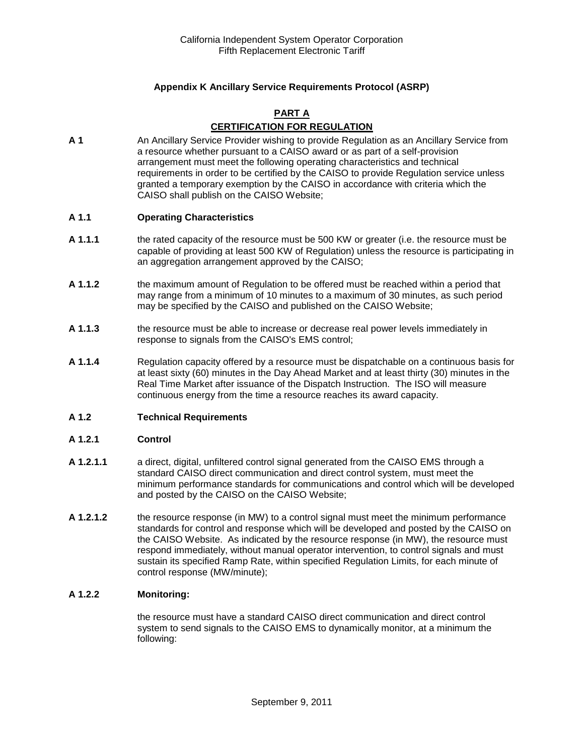## Appendix K Ancillary Service Requirements Protocol (ASRP)

### PART A

### CERTIFICATION FOR REGULATION

**A 1** An Ancillary Service Provider wishing to provide Regulation as an Ancillary Service from a resource whether pursuant to a CAISO award or as part of a self-provision arrangement must meet the following operating characteristics and technical requirements in order to be certified by the CAISO to provide Regulation service unless granted a temporary exemption by the CAISO in accordance with criteria which the CAISO shall publish on the CAISO Website;

**A 1.1 Operating Characteristics**

**A 1.1.1** the rated capacity of the resource must be 500 KW or greater (i.e. the resource must be capable of providing at least 500 KW of Regulation) unless the resource is participating in an aggregation arrangement approved by the CAISO;

**A 1.1.2** the maximum amount of Regulation to be offered must be reached within a period that may range from a minimum of 10 minutes to a maximum of 30 minutes, as such period may be specified by the CAISO and published on the CAISO Website;

**A 1.1.3** the resource must be able to increase or decrease real power levels immediately in response to signals from the CAISO's EMS control;

**A 1.1.4** Regulation capacity offered by a resource must be dispatchable on a continuous basis for at least sixty (60) minutes in the Day Ahead Market and at least thirty (30) minutes in the Real Time Market after issuance of the Dispatch Instruction. The ISO will measure continuous energy from the time a resource reaches its award capacity.

**A 1.2 Technical Requirements**

**A 1.2.1 Control**

**A 1.2.1.1** a direct, digital, unfiltered control signal generated from the CAISO EMS through a standard CAISO direct communication and direct control system, must meet the minimum performance standards for communications and control which will be developed and posted by the CAISO on the CAISO Website;

**A 1.2.1.2** the resource response (in MW) to a control signal must meet the minimum performance standards for control and response which will be developed and posted by the CAISO on the CAISO Website. As indicated by the resource response (in MW), the resource must respond immediately, without manual operator intervention, to control signals and must sustain its specified Ramp Rate, within specified Regulation Limits, for each minute of control response (MW/minute);

**A 1.2.2 Monitoring:**

the resource must have a standard CAISO direct communication and direct control system to send signals to the CAISO EMS to dynamically monitor, at a minimum the following: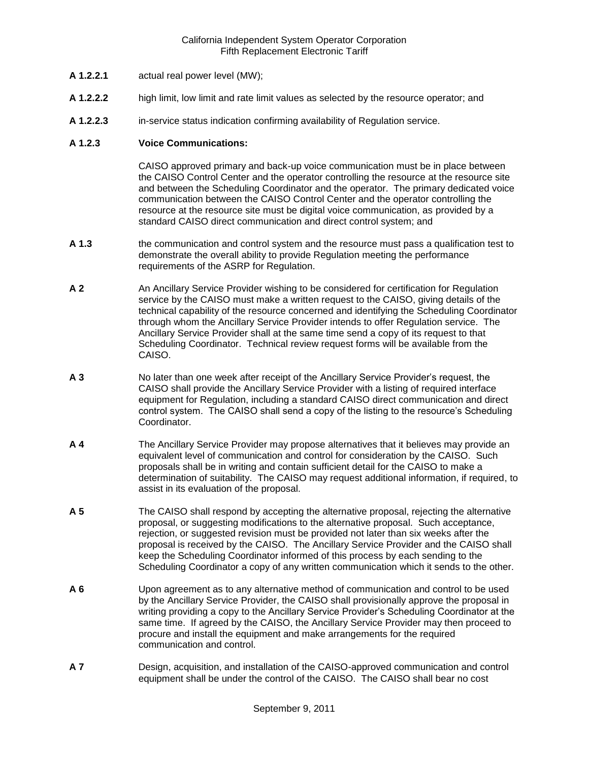**A 1.2.2.1** actual real power level (MW);

**A 1.2.2.2** high limit, low limit and rate limit values as selected by the resource operator; and

**A 1.2.2.3** in-service status indication confirming availability of Regulation service.

**A 1.2.3 Voice Communications:**

CAISO approved primary and back-up voice communication must be in place between the CAISO Control Center and the operator controlling the resource at the resource site and between the Scheduling Coordinator and the operator. The primary dedicated voice communication between the CAISO Control Center and the operator controlling the resource at the resource site must be digital voice communication, as provided by a standard CAISO direct communication and direct control system; and

**A 1.3** the communication and control system and the resource must pass a qualification test to demonstrate the overall ability to provide Regulation meeting the performance requirements of the ASRP for Regulation.

**A 2** An Ancillary Service Provider wishing to be considered for certification for Regulation service by the CAISO must make a written request to the CAISO, giving details of the technical capability of the resource concerned and identifying the Scheduling Coordinator through whom the Ancillary Service Provider intends to offer Regulation service. The Ancillary Service Provider shall at the same time send a copy of its request to that Scheduling Coordinator. Technical review request forms will be available from the CAISO.

**A 3** No later than one week after receipt of the Ancillary Service Provider's request, the CAISO shall provide the Ancillary Service Provider with a listing of required interface equipment for Regulation, including a standard CAISO direct communication and direct control system. The CAISO shall send a copy of the listing to the resource's Scheduling Coordinator.

**A 4** The Ancillary Service Provider may propose alternatives that it believes may provide an equivalent level of communication and control for consideration by the CAISO. Such proposals shall be in writing and contain sufficient detail for the CAISO to make a determination of suitability. The CAISO may request additional information, if required, to assist in its evaluation of the proposal.

**A 5** The CAISO shall respond by accepting the alternative proposal, rejecting the alternative proposal, or suggesting modifications to the alternative proposal. Such acceptance, rejection, or suggested revision must be provided not later than six weeks after the proposal is received by the CAISO. The Ancillary Service Provider and the CAISO shall keep the Scheduling Coordinator informed of this process by each sending to the Scheduling Coordinator a copy of any written communication which it sends to the other.

**A 6** Upon agreement as to any alternative method of communication and control to be used by the Ancillary Service Provider, the CAISO shall provisionally approve the proposal in writing providing a copy to the Ancillary Service Provider's Scheduling Coordinator at the same time. If agreed by the CAISO, the Ancillary Service Provider may then proceed to procure and install the equipment and make arrangements for the required communication and control.

**A 7** Design, acquisition, and installation of the CAISO-approved communication and control equipment shall be under the control of the CAISO. The CAISO shall bear no cost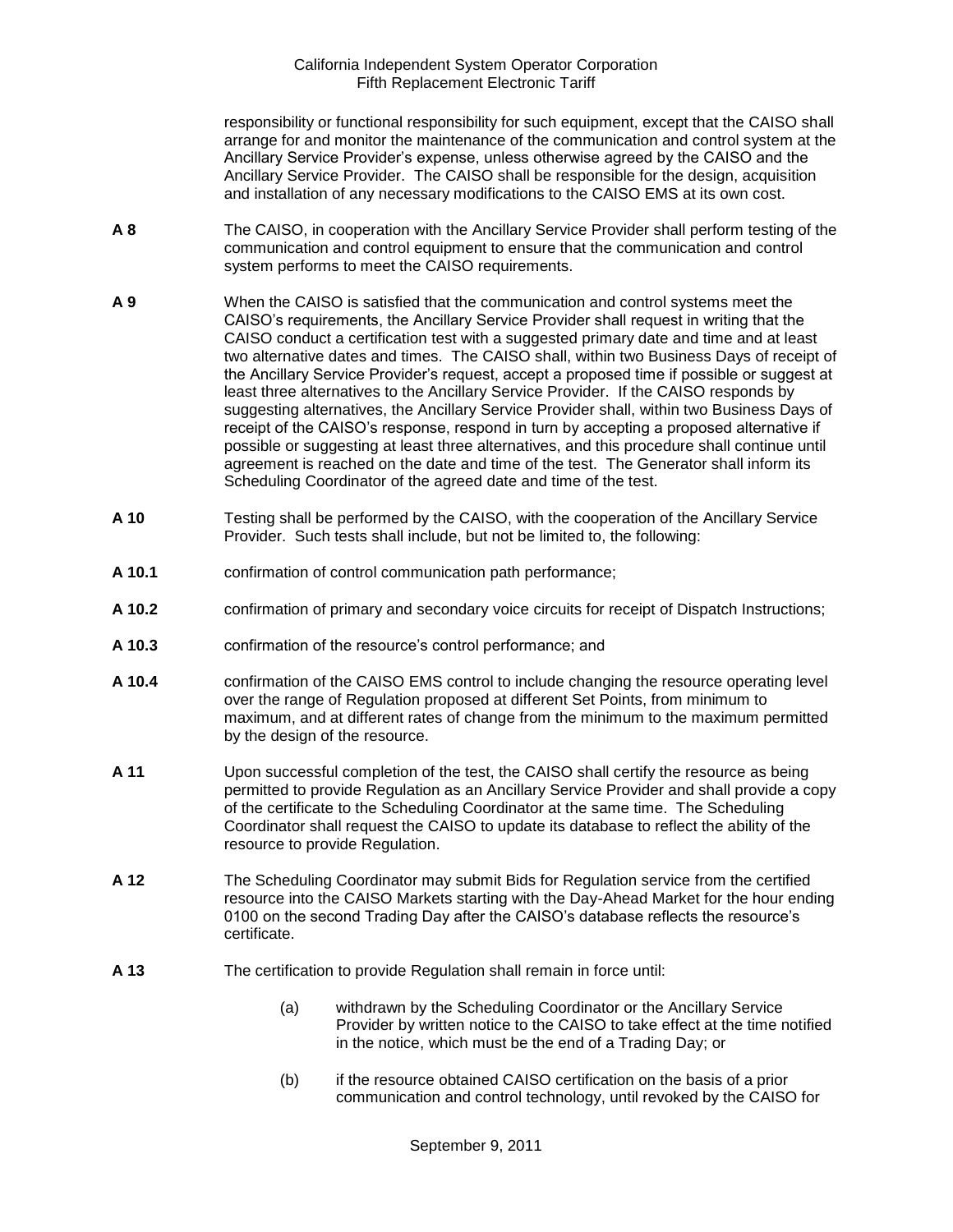responsibility or functional responsibility for such equipment, except that the CAISO shall arrange for and monitor the maintenance of the communication and control system at the Ancillary Service Provider's expense, unless otherwise agreed by the CAISO and the Ancillary Service Provider. The CAISO shall be responsible for the design, acquisition and installation of any necessary modifications to the CAISO EMS at its own cost.

**A 8** The CAISO, in cooperation with the Ancillary Service Provider shall perform testing of the communication and control equipment to ensure that the communication and control system performs to meet the CAISO requirements.

**A 9** When the CAISO is satisfied that the communication and control systems meet the CAISO's requirements, the Ancillary Service Provider shall request in writing that the CAISO conduct a certification test with a suggested primary date and time and at least two alternative dates and times. The CAISO shall, within two Business Days of receipt of the Ancillary Service Provider's request, accept a proposed time if possible or suggest at least three alternatives to the Ancillary Service Provider. If the CAISO responds by suggesting alternatives, the Ancillary Service Provider shall, within two Business Days of receipt of the CAISO's response, respond in turn by accepting a proposed alternative if possible or suggesting at least three alternatives, and this procedure shall continue until agreement is reached on the date and time of the test. The Generator shall inform its Scheduling Coordinator of the agreed date and time of the test.

**A 10** Testing shall be performed by the CAISO, with the cooperation of the Ancillary Service Provider. Such tests shall include, but not be limited to, the following:

**A 10.1** confirmation of control communication path performance;

**A 10.2** confirmation of primary and secondary voice circuits for receipt of Dispatch Instructions;

**A 10.3** confirmation of the resource's control performance; and

**A 10.4** confirmation of the CAISO EMS control to include changing the resource operating level over the range of Regulation proposed at different Set Points, from minimum to maximum, and at different rates of change from the minimum to the maximum permitted by the design of the resource.

**A 11** Upon successful completion of the test, the CAISO shall certify the resource as being permitted to provide Regulation as an Ancillary Service Provider and shall provide a copy of the certificate to the Scheduling Coordinator at the same time. The Scheduling Coordinator shall request the CAISO to update its database to reflect the ability of the resource to provide Regulation.

**A 12** The Scheduling Coordinator may submit Bids for Regulation service from the certified resource into the CAISO Markets starting with the Day-Ahead Market for the hour ending 0100 on the second Trading Day after the CAISO's database reflects the resource's certificate.

**A 13** The certification to provide Regulation shall remain in force until:

(a) withdrawn by the Scheduling Coordinator or the Ancillary Service Provider by written notice to the CAISO to take effect at the time notified in the notice, which must be the end of a Trading Day; or

(b) if the resource obtained CAISO certification on the basis of a prior communication and control technology, until revoked by the CAISO for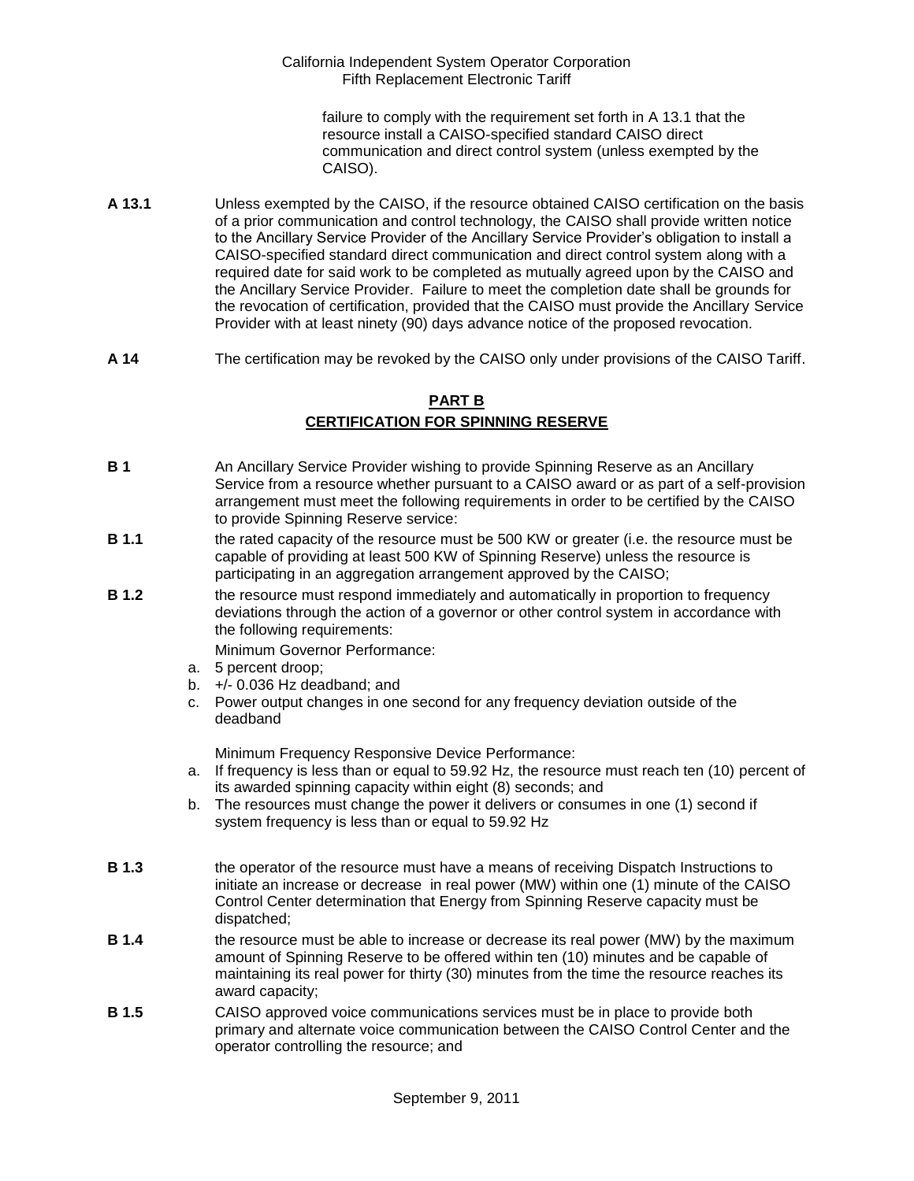failure to comply with the requirement set forth in A 13.1 that the resource install a CAISO-specified standard CAISO direct communication and direct control system (unless exempted by the CAISO).

**A 13.1** Unless exempted by the CAISO, if the resource obtained CAISO certification on the basis of a prior communication and control technology, the CAISO shall provide written notice to the Ancillary Service Provider of the Ancillary Service Provider's obligation to install a CAISO-specified standard direct communication and direct control system along with a required date for said work to be completed as mutually agreed upon by the CAISO and the Ancillary Service Provider. Failure to meet the completion date shall be grounds for the revocation of certification, provided that the CAISO must provide the Ancillary Service Provider with at least ninety (90) days advance notice of the proposed revocation.

**A 14** The certification may be revoked by the CAISO only under provisions of the CAISO Tariff.

## PART B
## CERTIFICATION FOR SPINNING RESERVE

**B 1** An Ancillary Service Provider wishing to provide Spinning Reserve as an Ancillary Service from a resource whether pursuant to a CAISO award or as part of a self-provision arrangement must meet the following requirements in order to be certified by the CAISO to provide Spinning Reserve service:

**B 1.1** the rated capacity of the resource must be 500 KW or greater (i.e. the resource must be capable of providing at least 500 KW of Spinning Reserve) unless the resource is participating in an aggregation arrangement approved by the CAISO;

**B 1.2** the resource must respond immediately and automatically in proportion to frequency deviations through the action of a governor or other control system in accordance with the following requirements:

Minimum Governor Performance:

a. 5 percent droop;
b. +/- 0.036 Hz deadband; and
c. Power output changes in one second for any frequency deviation outside of the deadband

Minimum Frequency Responsive Device Performance:

a. If frequency is less than or equal to 59.92 Hz, the resource must reach ten (10) percent of its awarded spinning capacity within eight (8) seconds; and
b. The resources must change the power it delivers or consumes in one (1) second if system frequency is less than or equal to 59.92 Hz

**B 1.3** the operator of the resource must have a means of receiving Dispatch Instructions to initiate an increase or decrease in real power (MW) within one (1) minute of the CAISO Control Center determination that Energy from Spinning Reserve capacity must be dispatched;

**B 1.4** the resource must be able to increase or decrease its real power (MW) by the maximum amount of Spinning Reserve to be offered within ten (10) minutes and be capable of maintaining its real power for thirty (30) minutes from the time the resource reaches its award capacity;

**B 1.5** CAISO approved voice communications services must be in place to provide both primary and alternate voice communication between the CAISO Control Center and the operator controlling the resource; and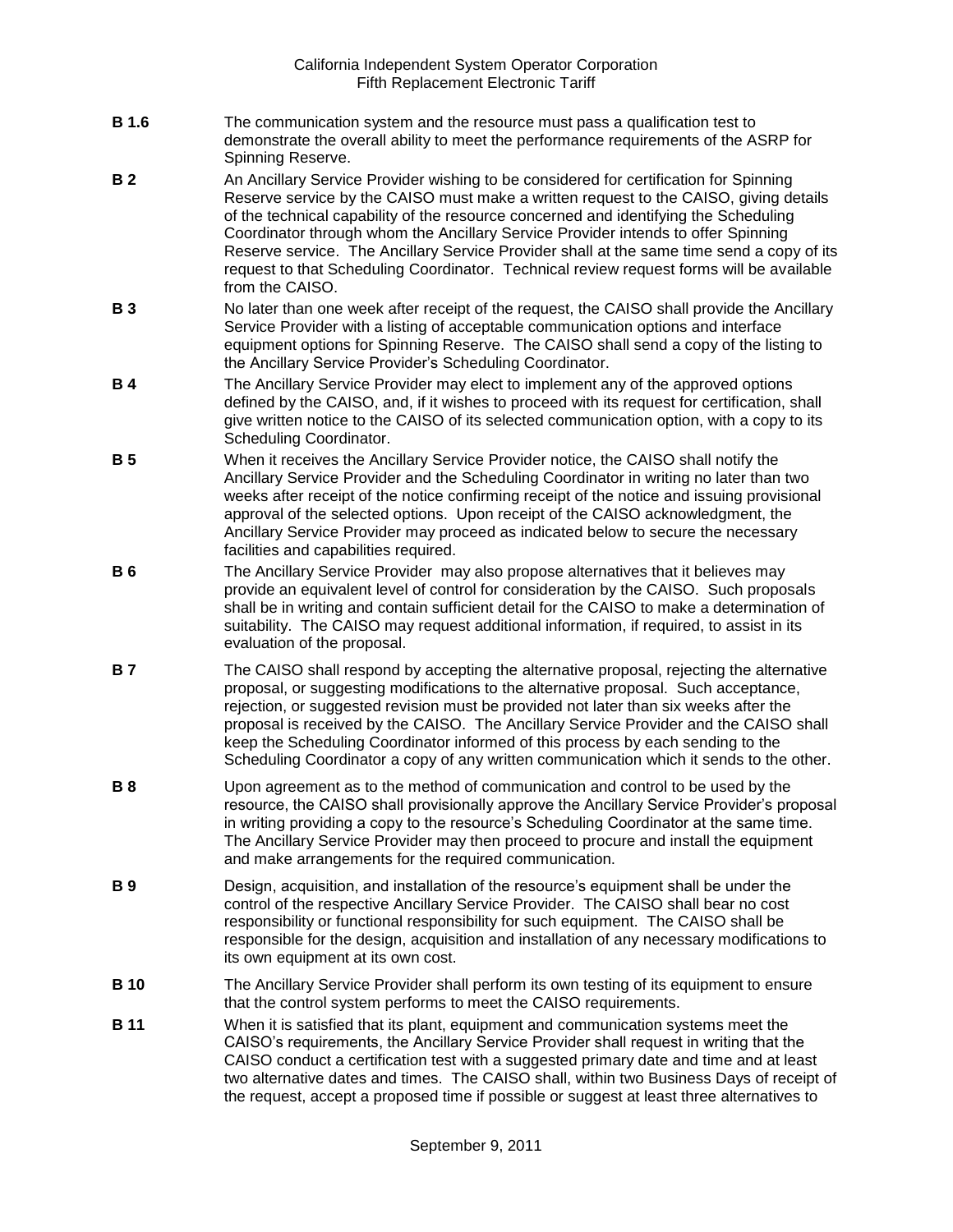**B 1.6** The communication system and the resource must pass a qualification test to demonstrate the overall ability to meet the performance requirements of the ASRP for Spinning Reserve.

**B 2** An Ancillary Service Provider wishing to be considered for certification for Spinning Reserve service by the CAISO must make a written request to the CAISO, giving details of the technical capability of the resource concerned and identifying the Scheduling Coordinator through whom the Ancillary Service Provider intends to offer Spinning Reserve service. The Ancillary Service Provider shall at the same time send a copy of its request to that Scheduling Coordinator. Technical review request forms will be available from the CAISO.

**B 3** No later than one week after receipt of the request, the CAISO shall provide the Ancillary Service Provider with a listing of acceptable communication options and interface equipment options for Spinning Reserve. The CAISO shall send a copy of the listing to the Ancillary Service Provider's Scheduling Coordinator.

**B 4** The Ancillary Service Provider may elect to implement any of the approved options defined by the CAISO, and, if it wishes to proceed with its request for certification, shall give written notice to the CAISO of its selected communication option, with a copy to its Scheduling Coordinator.

**B 5** When it receives the Ancillary Service Provider notice, the CAISO shall notify the Ancillary Service Provider and the Scheduling Coordinator in writing no later than two weeks after receipt of the notice confirming receipt of the notice and issuing provisional approval of the selected options. Upon receipt of the CAISO acknowledgment, the Ancillary Service Provider may proceed as indicated below to secure the necessary facilities and capabilities required.

**B 6** The Ancillary Service Provider may also propose alternatives that it believes may provide an equivalent level of control for consideration by the CAISO. Such proposals shall be in writing and contain sufficient detail for the CAISO to make a determination of suitability. The CAISO may request additional information, if required, to assist in its evaluation of the proposal.

**B 7** The CAISO shall respond by accepting the alternative proposal, rejecting the alternative proposal, or suggesting modifications to the alternative proposal. Such acceptance, rejection, or suggested revision must be provided not later than six weeks after the proposal is received by the CAISO. The Ancillary Service Provider and the CAISO shall keep the Scheduling Coordinator informed of this process by each sending to the Scheduling Coordinator a copy of any written communication which it sends to the other.

**B 8** Upon agreement as to the method of communication and control to be used by the resource, the CAISO shall provisionally approve the Ancillary Service Provider's proposal in writing providing a copy to the resource's Scheduling Coordinator at the same time. The Ancillary Service Provider may then proceed to procure and install the equipment and make arrangements for the required communication.

**B 9** Design, acquisition, and installation of the resource's equipment shall be under the control of the respective Ancillary Service Provider. The CAISO shall bear no cost responsibility or functional responsibility for such equipment. The CAISO shall be responsible for the design, acquisition and installation of any necessary modifications to its own equipment at its own cost.

**B 10** The Ancillary Service Provider shall perform its own testing of its equipment to ensure that the control system performs to meet the CAISO requirements.

**B 11** When it is satisfied that its plant, equipment and communication systems meet the CAISO's requirements, the Ancillary Service Provider shall request in writing that the CAISO conduct a certification test with a suggested primary date and time and at least two alternative dates and times. The CAISO shall, within two Business Days of receipt of the request, accept a proposed time if possible or suggest at least three alternatives to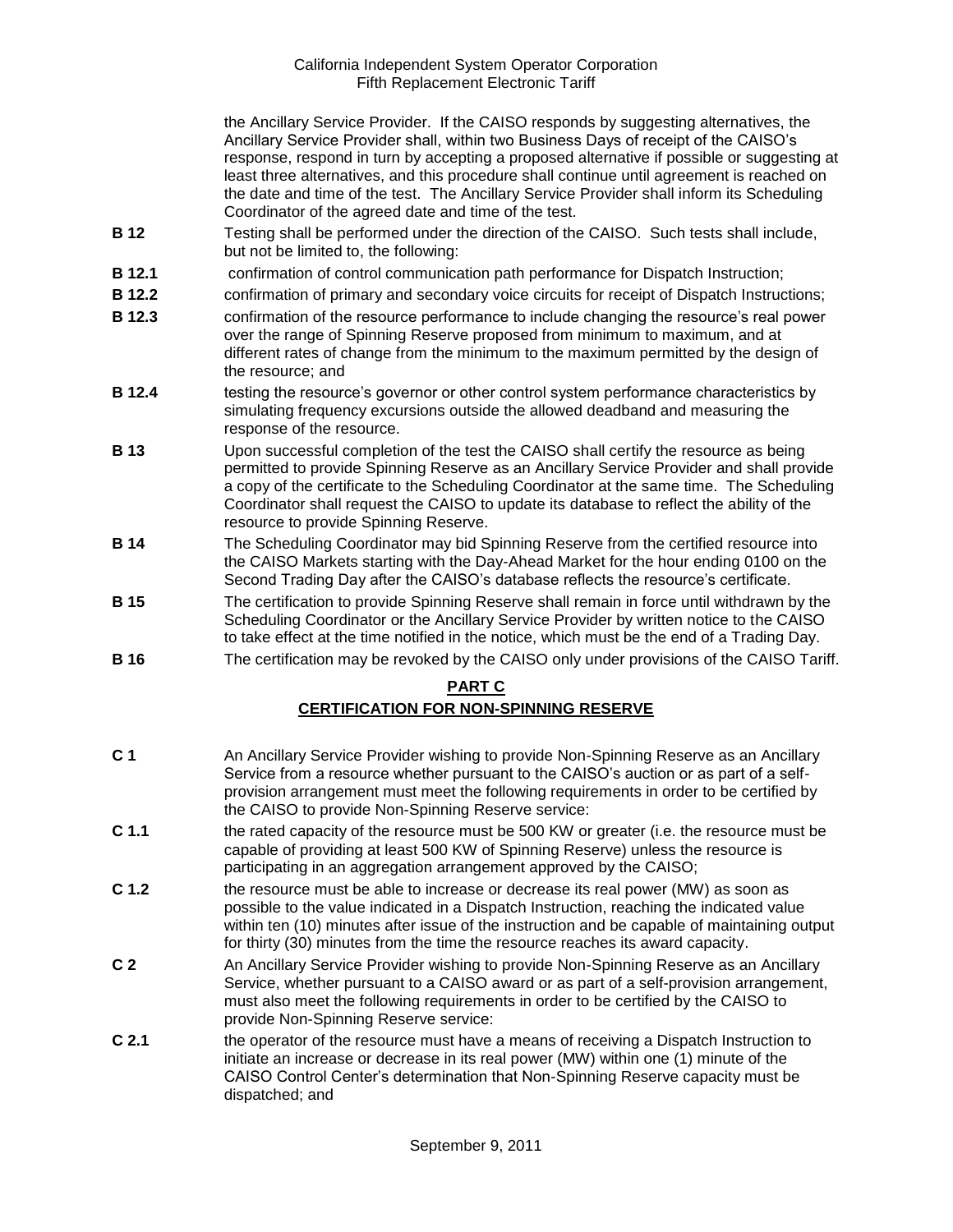the Ancillary Service Provider. If the CAISO responds by suggesting alternatives, the Ancillary Service Provider shall, within two Business Days of receipt of the CAISO's response, respond in turn by accepting a proposed alternative if possible or suggesting at least three alternatives, and this procedure shall continue until agreement is reached on the date and time of the test. The Ancillary Service Provider shall inform its Scheduling Coordinator of the agreed date and time of the test.

**B 12** Testing shall be performed under the direction of the CAISO. Such tests shall include, but not be limited to, the following:

**B 12.1** confirmation of control communication path performance for Dispatch Instruction;

**B 12.2** confirmation of primary and secondary voice circuits for receipt of Dispatch Instructions;

**B 12.3** confirmation of the resource performance to include changing the resource's real power over the range of Spinning Reserve proposed from minimum to maximum, and at different rates of change from the minimum to the maximum permitted by the design of the resource; and

**B 12.4** testing the resource's governor or other control system performance characteristics by simulating frequency excursions outside the allowed deadband and measuring the response of the resource.

**B 13** Upon successful completion of the test the CAISO shall certify the resource as being permitted to provide Spinning Reserve as an Ancillary Service Provider and shall provide a copy of the certificate to the Scheduling Coordinator at the same time. The Scheduling Coordinator shall request the CAISO to update its database to reflect the ability of the resource to provide Spinning Reserve.

**B 14** The Scheduling Coordinator may bid Spinning Reserve from the certified resource into the CAISO Markets starting with the Day-Ahead Market for the hour ending 0100 on the Second Trading Day after the CAISO's database reflects the resource's certificate.

**B 15** The certification to provide Spinning Reserve shall remain in force until withdrawn by the Scheduling Coordinator or the Ancillary Service Provider by written notice to the CAISO to take effect at the time notified in the notice, which must be the end of a Trading Day.

**B 16** The certification may be revoked by the CAISO only under provisions of the CAISO Tariff.

## PART C
## CERTIFICATION FOR NON-SPINNING RESERVE

**C 1** An Ancillary Service Provider wishing to provide Non-Spinning Reserve as an Ancillary Service from a resource whether pursuant to the CAISO's auction or as part of a self-provision arrangement must meet the following requirements in order to be certified by the CAISO to provide Non-Spinning Reserve service:

**C 1.1** the rated capacity of the resource must be 500 KW or greater (i.e. the resource must be capable of providing at least 500 KW of Spinning Reserve) unless the resource is participating in an aggregation arrangement approved by the CAISO;

**C 1.2** the resource must be able to increase or decrease its real power (MW) as soon as possible to the value indicated in a Dispatch Instruction, reaching the indicated value within ten (10) minutes after issue of the instruction and be capable of maintaining output for thirty (30) minutes from the time the resource reaches its award capacity.

**C 2** An Ancillary Service Provider wishing to provide Non-Spinning Reserve as an Ancillary Service, whether pursuant to a CAISO award or as part of a self-provision arrangement, must also meet the following requirements in order to be certified by the CAISO to provide Non-Spinning Reserve service:

**C 2.1** the operator of the resource must have a means of receiving a Dispatch Instruction to initiate an increase or decrease in its real power (MW) within one (1) minute of the CAISO Control Center's determination that Non-Spinning Reserve capacity must be dispatched; and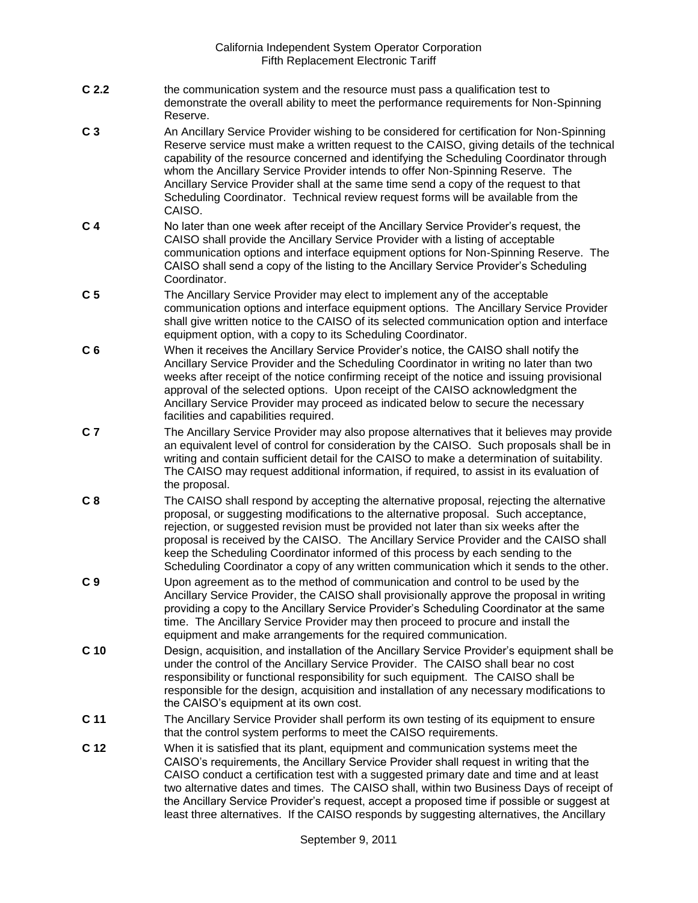**C 2.2** the communication system and the resource must pass a qualification test to demonstrate the overall ability to meet the performance requirements for Non-Spinning Reserve.

**C 3** An Ancillary Service Provider wishing to be considered for certification for Non-Spinning Reserve service must make a written request to the CAISO, giving details of the technical capability of the resource concerned and identifying the Scheduling Coordinator through whom the Ancillary Service Provider intends to offer Non-Spinning Reserve. The Ancillary Service Provider shall at the same time send a copy of the request to that Scheduling Coordinator. Technical review request forms will be available from the CAISO.

**C 4** No later than one week after receipt of the Ancillary Service Provider's request, the CAISO shall provide the Ancillary Service Provider with a listing of acceptable communication options and interface equipment options for Non-Spinning Reserve. The CAISO shall send a copy of the listing to the Ancillary Service Provider's Scheduling Coordinator.

**C 5** The Ancillary Service Provider may elect to implement any of the acceptable communication options and interface equipment options. The Ancillary Service Provider shall give written notice to the CAISO of its selected communication option and interface equipment option, with a copy to its Scheduling Coordinator.

**C 6** When it receives the Ancillary Service Provider's notice, the CAISO shall notify the Ancillary Service Provider and the Scheduling Coordinator in writing no later than two weeks after receipt of the notice confirming receipt of the notice and issuing provisional approval of the selected options. Upon receipt of the CAISO acknowledgment the Ancillary Service Provider may proceed as indicated below to secure the necessary facilities and capabilities required.

**C 7** The Ancillary Service Provider may also propose alternatives that it believes may provide an equivalent level of control for consideration by the CAISO. Such proposals shall be in writing and contain sufficient detail for the CAISO to make a determination of suitability. The CAISO may request additional information, if required, to assist in its evaluation of the proposal.

**C 8** The CAISO shall respond by accepting the alternative proposal, rejecting the alternative proposal, or suggesting modifications to the alternative proposal. Such acceptance, rejection, or suggested revision must be provided not later than six weeks after the proposal is received by the CAISO. The Ancillary Service Provider and the CAISO shall keep the Scheduling Coordinator informed of this process by each sending to the Scheduling Coordinator a copy of any written communication which it sends to the other.

**C 9** Upon agreement as to the method of communication and control to be used by the Ancillary Service Provider, the CAISO shall provisionally approve the proposal in writing providing a copy to the Ancillary Service Provider's Scheduling Coordinator at the same time. The Ancillary Service Provider may then proceed to procure and install the equipment and make arrangements for the required communication.

**C 10** Design, acquisition, and installation of the Ancillary Service Provider's equipment shall be under the control of the Ancillary Service Provider. The CAISO shall bear no cost responsibility or functional responsibility for such equipment. The CAISO shall be responsible for the design, acquisition and installation of any necessary modifications to the CAISO's equipment at its own cost.

**C 11** The Ancillary Service Provider shall perform its own testing of its equipment to ensure that the control system performs to meet the CAISO requirements.

**C 12** When it is satisfied that its plant, equipment and communication systems meet the CAISO's requirements, the Ancillary Service Provider shall request in writing that the CAISO conduct a certification test with a suggested primary date and time and at least two alternative dates and times. The CAISO shall, within two Business Days of receipt of the Ancillary Service Provider's request, accept a proposed time if possible or suggest at least three alternatives. If the CAISO responds by suggesting alternatives, the Ancillary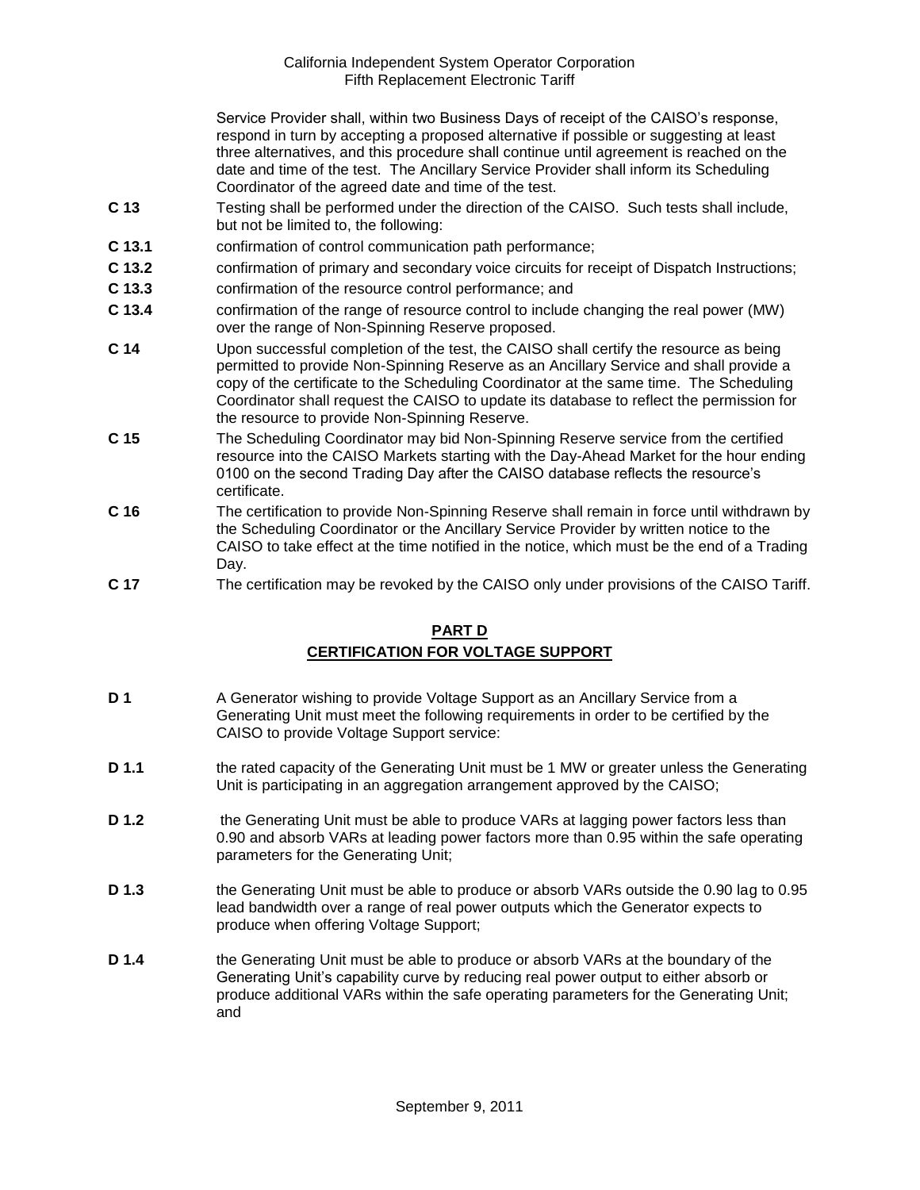Service Provider shall, within two Business Days of receipt of the CAISO's response, respond in turn by accepting a proposed alternative if possible or suggesting at least three alternatives, and this procedure shall continue until agreement is reached on the date and time of the test. The Ancillary Service Provider shall inform its Scheduling Coordinator of the agreed date and time of the test.

**C 13** Testing shall be performed under the direction of the CAISO. Such tests shall include, but not be limited to, the following:

**C 13.1** confirmation of control communication path performance;

**C 13.2** confirmation of primary and secondary voice circuits for receipt of Dispatch Instructions;

**C 13.3** confirmation of the resource control performance; and

**C 13.4** confirmation of the range of resource control to include changing the real power (MW) over the range of Non-Spinning Reserve proposed.

**C 14** Upon successful completion of the test, the CAISO shall certify the resource as being permitted to provide Non-Spinning Reserve as an Ancillary Service and shall provide a copy of the certificate to the Scheduling Coordinator at the same time. The Scheduling Coordinator shall request the CAISO to update its database to reflect the permission for the resource to provide Non-Spinning Reserve.

**C 15** The Scheduling Coordinator may bid Non-Spinning Reserve service from the certified resource into the CAISO Markets starting with the Day-Ahead Market for the hour ending 0100 on the second Trading Day after the CAISO database reflects the resource's certificate.

**C 16** The certification to provide Non-Spinning Reserve shall remain in force until withdrawn by the Scheduling Coordinator or the Ancillary Service Provider by written notice to the CAISO to take effect at the time notified in the notice, which must be the end of a Trading Day.

**C 17** The certification may be revoked by the CAISO only under provisions of the CAISO Tariff.

## PART D
## CERTIFICATION FOR VOLTAGE SUPPORT

**D 1** A Generator wishing to provide Voltage Support as an Ancillary Service from a Generating Unit must meet the following requirements in order to be certified by the CAISO to provide Voltage Support service:

**D 1.1** the rated capacity of the Generating Unit must be 1 MW or greater unless the Generating Unit is participating in an aggregation arrangement approved by the CAISO;

**D 1.2** the Generating Unit must be able to produce VARs at lagging power factors less than 0.90 and absorb VARs at leading power factors more than 0.95 within the safe operating parameters for the Generating Unit;

**D 1.3** the Generating Unit must be able to produce or absorb VARs outside the 0.90 lag to 0.95 lead bandwidth over a range of real power outputs which the Generator expects to produce when offering Voltage Support;

**D 1.4** the Generating Unit must be able to produce or absorb VARs at the boundary of the Generating Unit's capability curve by reducing real power output to either absorb or produce additional VARs within the safe operating parameters for the Generating Unit; and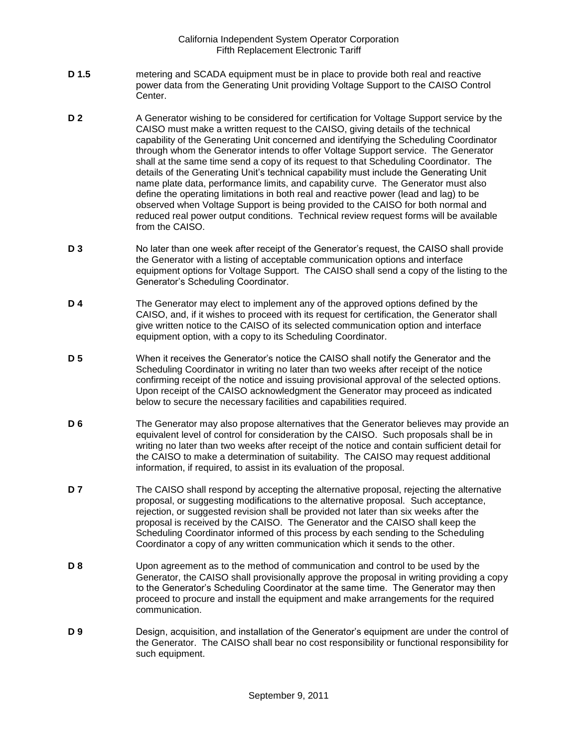**D 1.5** metering and SCADA equipment must be in place to provide both real and reactive power data from the Generating Unit providing Voltage Support to the CAISO Control Center.

**D 2** A Generator wishing to be considered for certification for Voltage Support service by the CAISO must make a written request to the CAISO, giving details of the technical capability of the Generating Unit concerned and identifying the Scheduling Coordinator through whom the Generator intends to offer Voltage Support service. The Generator shall at the same time send a copy of its request to that Scheduling Coordinator. The details of the Generating Unit's technical capability must include the Generating Unit name plate data, performance limits, and capability curve. The Generator must also define the operating limitations in both real and reactive power (lead and lag) to be observed when Voltage Support is being provided to the CAISO for both normal and reduced real power output conditions. Technical review request forms will be available from the CAISO.

**D 3** No later than one week after receipt of the Generator's request, the CAISO shall provide the Generator with a listing of acceptable communication options and interface equipment options for Voltage Support. The CAISO shall send a copy of the listing to the Generator's Scheduling Coordinator.

**D 4** The Generator may elect to implement any of the approved options defined by the CAISO, and, if it wishes to proceed with its request for certification, the Generator shall give written notice to the CAISO of its selected communication option and interface equipment option, with a copy to its Scheduling Coordinator.

**D 5** When it receives the Generator's notice the CAISO shall notify the Generator and the Scheduling Coordinator in writing no later than two weeks after receipt of the notice confirming receipt of the notice and issuing provisional approval of the selected options. Upon receipt of the CAISO acknowledgment the Generator may proceed as indicated below to secure the necessary facilities and capabilities required.

**D 6** The Generator may also propose alternatives that the Generator believes may provide an equivalent level of control for consideration by the CAISO. Such proposals shall be in writing no later than two weeks after receipt of the notice and contain sufficient detail for the CAISO to make a determination of suitability. The CAISO may request additional information, if required, to assist in its evaluation of the proposal.

**D 7** The CAISO shall respond by accepting the alternative proposal, rejecting the alternative proposal, or suggesting modifications to the alternative proposal. Such acceptance, rejection, or suggested revision shall be provided not later than six weeks after the proposal is received by the CAISO. The Generator and the CAISO shall keep the Scheduling Coordinator informed of this process by each sending to the Scheduling Coordinator a copy of any written communication which it sends to the other.

**D 8** Upon agreement as to the method of communication and control to be used by the Generator, the CAISO shall provisionally approve the proposal in writing providing a copy to the Generator's Scheduling Coordinator at the same time. The Generator may then proceed to procure and install the equipment and make arrangements for the required communication.

**D 9** Design, acquisition, and installation of the Generator's equipment are under the control of the Generator. The CAISO shall bear no cost responsibility or functional responsibility for such equipment.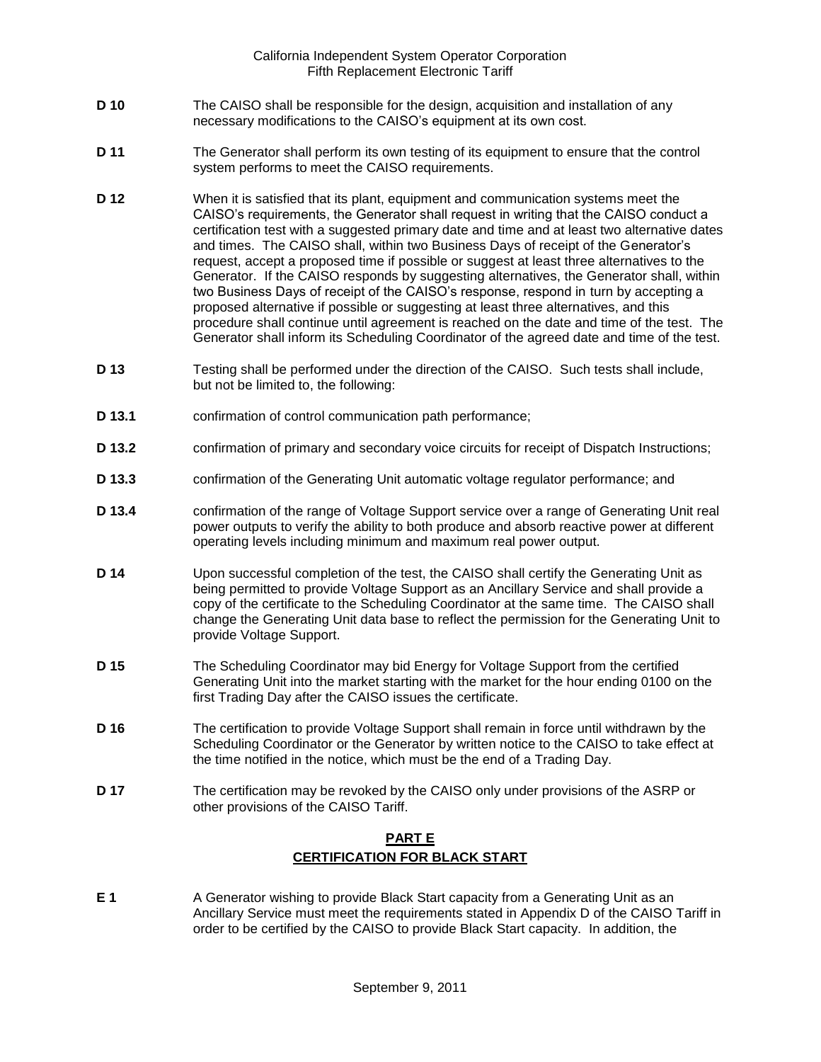**D 10** The CAISO shall be responsible for the design, acquisition and installation of any necessary modifications to the CAISO's equipment at its own cost.

**D 11** The Generator shall perform its own testing of its equipment to ensure that the control system performs to meet the CAISO requirements.

**D 12** When it is satisfied that its plant, equipment and communication systems meet the CAISO's requirements, the Generator shall request in writing that the CAISO conduct a certification test with a suggested primary date and time and at least two alternative dates and times. The CAISO shall, within two Business Days of receipt of the Generator's request, accept a proposed time if possible or suggest at least three alternatives to the Generator. If the CAISO responds by suggesting alternatives, the Generator shall, within two Business Days of receipt of the CAISO's response, respond in turn by accepting a proposed alternative if possible or suggesting at least three alternatives, and this procedure shall continue until agreement is reached on the date and time of the test. The Generator shall inform its Scheduling Coordinator of the agreed date and time of the test.

**D 13** Testing shall be performed under the direction of the CAISO. Such tests shall include, but not be limited to, the following:

**D 13.1** confirmation of control communication path performance;

**D 13.2** confirmation of primary and secondary voice circuits for receipt of Dispatch Instructions;

**D 13.3** confirmation of the Generating Unit automatic voltage regulator performance; and

**D 13.4** confirmation of the range of Voltage Support service over a range of Generating Unit real power outputs to verify the ability to both produce and absorb reactive power at different operating levels including minimum and maximum real power output.

**D 14** Upon successful completion of the test, the CAISO shall certify the Generating Unit as being permitted to provide Voltage Support as an Ancillary Service and shall provide a copy of the certificate to the Scheduling Coordinator at the same time. The CAISO shall change the Generating Unit data base to reflect the permission for the Generating Unit to provide Voltage Support.

**D 15** The Scheduling Coordinator may bid Energy for Voltage Support from the certified Generating Unit into the market starting with the market for the hour ending 0100 on the first Trading Day after the CAISO issues the certificate.

**D 16** The certification to provide Voltage Support shall remain in force until withdrawn by the Scheduling Coordinator or the Generator by written notice to the CAISO to take effect at the time notified in the notice, which must be the end of a Trading Day.

**D 17** The certification may be revoked by the CAISO only under provisions of the ASRP or other provisions of the CAISO Tariff.

## PART E
## CERTIFICATION FOR BLACK START

**E 1** A Generator wishing to provide Black Start capacity from a Generating Unit as an Ancillary Service must meet the requirements stated in Appendix D of the CAISO Tariff in order to be certified by the CAISO to provide Black Start capacity. In addition, the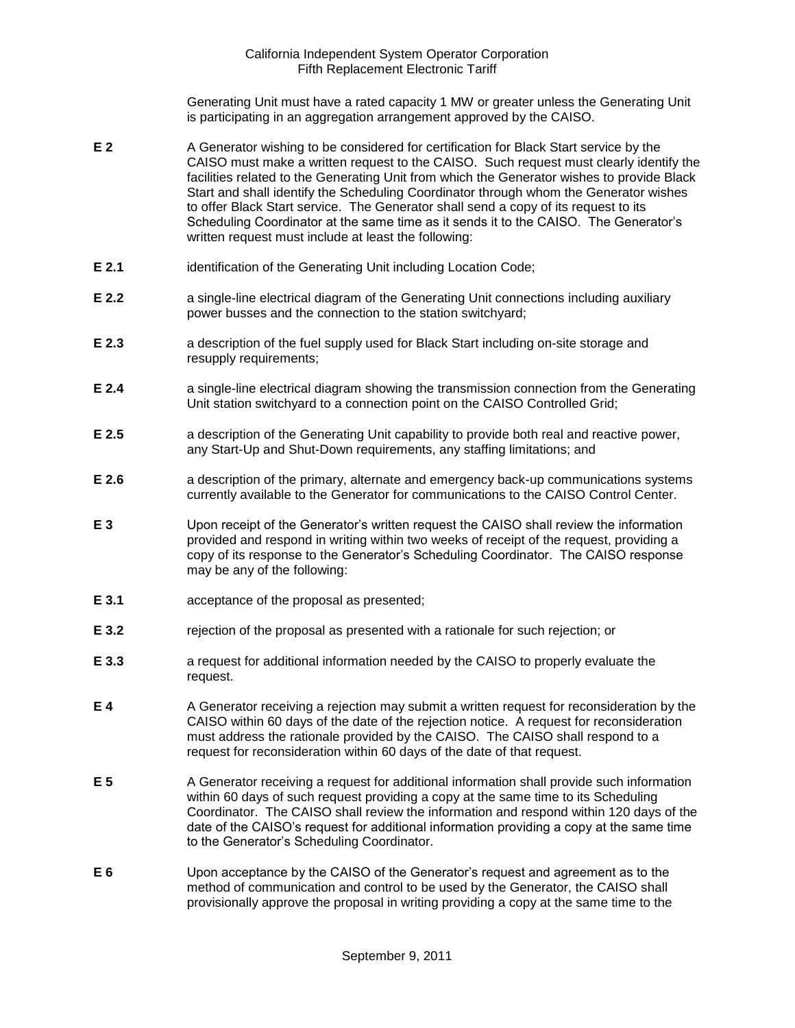Generating Unit must have a rated capacity 1 MW or greater unless the Generating Unit is participating in an aggregation arrangement approved by the CAISO.

**E 2** A Generator wishing to be considered for certification for Black Start service by the CAISO must make a written request to the CAISO. Such request must clearly identify the facilities related to the Generating Unit from which the Generator wishes to provide Black Start and shall identify the Scheduling Coordinator through whom the Generator wishes to offer Black Start service. The Generator shall send a copy of its request to its Scheduling Coordinator at the same time as it sends it to the CAISO. The Generator's written request must include at least the following:

**E 2.1** identification of the Generating Unit including Location Code;

**E 2.2** a single-line electrical diagram of the Generating Unit connections including auxiliary power busses and the connection to the station switchyard;

**E 2.3** a description of the fuel supply used for Black Start including on-site storage and resupply requirements;

**E 2.4** a single-line electrical diagram showing the transmission connection from the Generating Unit station switchyard to a connection point on the CAISO Controlled Grid;

**E 2.5** a description of the Generating Unit capability to provide both real and reactive power, any Start-Up and Shut-Down requirements, any staffing limitations; and

**E 2.6** a description of the primary, alternate and emergency back-up communications systems currently available to the Generator for communications to the CAISO Control Center.

**E 3** Upon receipt of the Generator's written request the CAISO shall review the information provided and respond in writing within two weeks of receipt of the request, providing a copy of its response to the Generator's Scheduling Coordinator. The CAISO response may be any of the following:

**E 3.1** acceptance of the proposal as presented;

**E 3.2** rejection of the proposal as presented with a rationale for such rejection; or

**E 3.3** a request for additional information needed by the CAISO to properly evaluate the request.

**E 4** A Generator receiving a rejection may submit a written request for reconsideration by the CAISO within 60 days of the date of the rejection notice. A request for reconsideration must address the rationale provided by the CAISO. The CAISO shall respond to a request for reconsideration within 60 days of the date of that request.

**E 5** A Generator receiving a request for additional information shall provide such information within 60 days of such request providing a copy at the same time to its Scheduling Coordinator. The CAISO shall review the information and respond within 120 days of the date of the CAISO's request for additional information providing a copy at the same time to the Generator's Scheduling Coordinator.

**E 6** Upon acceptance by the CAISO of the Generator's request and agreement as to the method of communication and control to be used by the Generator, the CAISO shall provisionally approve the proposal in writing providing a copy at the same time to the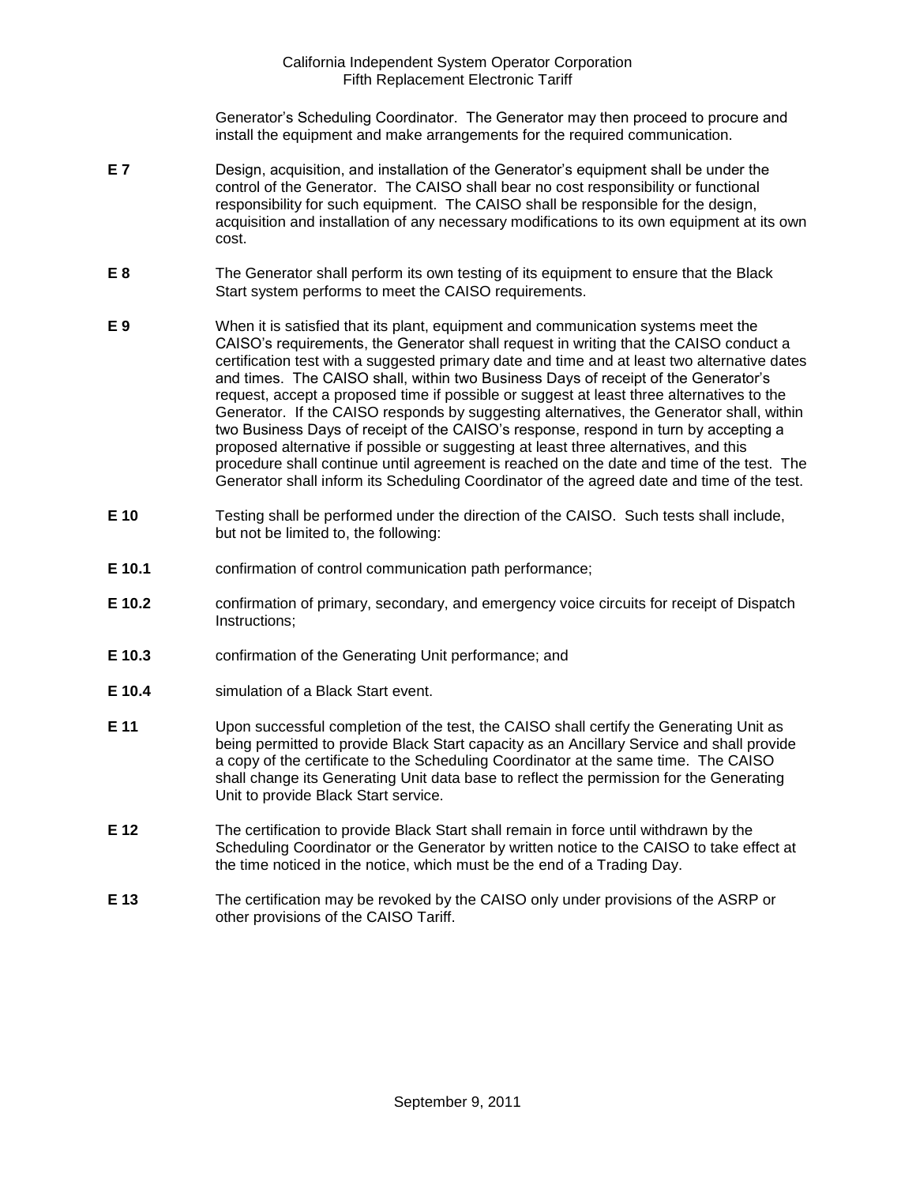Generator's Scheduling Coordinator. The Generator may then proceed to procure and install the equipment and make arrangements for the required communication.

**E 7** Design, acquisition, and installation of the Generator's equipment shall be under the control of the Generator. The CAISO shall bear no cost responsibility or functional responsibility for such equipment. The CAISO shall be responsible for the design, acquisition and installation of any necessary modifications to its own equipment at its own cost.

**E 8** The Generator shall perform its own testing of its equipment to ensure that the Black Start system performs to meet the CAISO requirements.

**E 9** When it is satisfied that its plant, equipment and communication systems meet the CAISO's requirements, the Generator shall request in writing that the CAISO conduct a certification test with a suggested primary date and time and at least two alternative dates and times. The CAISO shall, within two Business Days of receipt of the Generator's request, accept a proposed time if possible or suggest at least three alternatives to the Generator. If the CAISO responds by suggesting alternatives, the Generator shall, within two Business Days of receipt of the CAISO's response, respond in turn by accepting a proposed alternative if possible or suggesting at least three alternatives, and this procedure shall continue until agreement is reached on the date and time of the test. The Generator shall inform its Scheduling Coordinator of the agreed date and time of the test.

**E 10** Testing shall be performed under the direction of the CAISO. Such tests shall include, but not be limited to, the following:

**E 10.1** confirmation of control communication path performance;

**E 10.2** confirmation of primary, secondary, and emergency voice circuits for receipt of Dispatch Instructions;

**E 10.3** confirmation of the Generating Unit performance; and

**E 10.4** simulation of a Black Start event.

**E 11** Upon successful completion of the test, the CAISO shall certify the Generating Unit as being permitted to provide Black Start capacity as an Ancillary Service and shall provide a copy of the certificate to the Scheduling Coordinator at the same time. The CAISO shall change its Generating Unit data base to reflect the permission for the Generating Unit to provide Black Start service.

**E 12** The certification to provide Black Start shall remain in force until withdrawn by the Scheduling Coordinator or the Generator by written notice to the CAISO to take effect at the time noticed in the notice, which must be the end of a Trading Day.

**E 13** The certification may be revoked by the CAISO only under provisions of the ASRP or other provisions of the CAISO Tariff.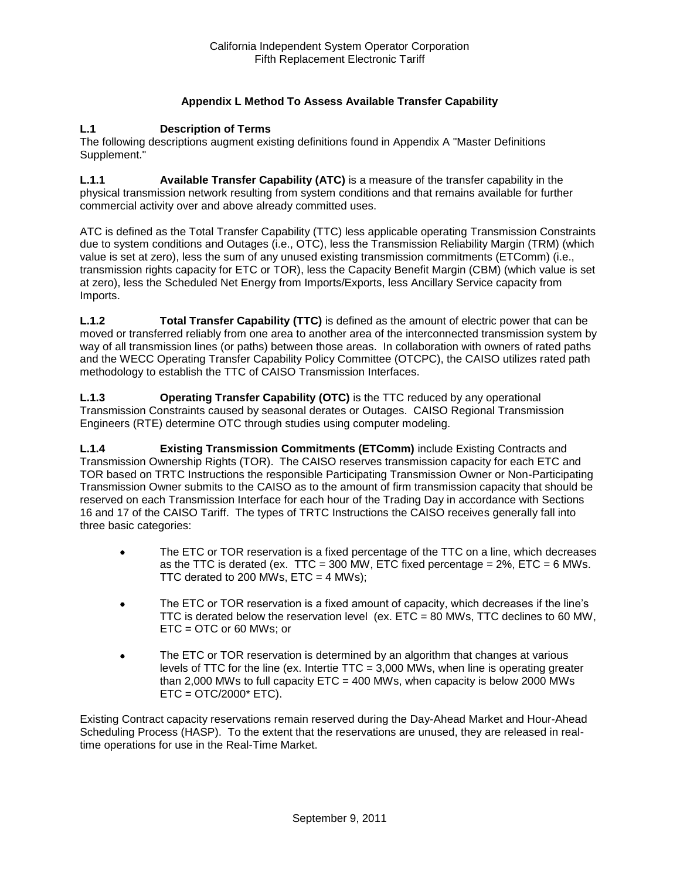# Appendix L Method To Assess Available Transfer Capability

## L.1 Description of Terms

The following descriptions augment existing definitions found in Appendix A "Master Definitions Supplement."

**L.1.1 Available Transfer Capability (ATC)** is a measure of the transfer capability in the physical transmission network resulting from system conditions and that remains available for further commercial activity over and above already committed uses.

ATC is defined as the Total Transfer Capability (TTC) less applicable operating Transmission Constraints due to system conditions and Outages (i.e., OTC), less the Transmission Reliability Margin (TRM) (which value is set at zero), less the sum of any unused existing transmission commitments (ETComm) (i.e., transmission rights capacity for ETC or TOR), less the Capacity Benefit Margin (CBM) (which value is set at zero), less the Scheduled Net Energy from Imports/Exports, less Ancillary Service capacity from Imports.

**L.1.2 Total Transfer Capability (TTC)** is defined as the amount of electric power that can be moved or transferred reliably from one area to another area of the interconnected transmission system by way of all transmission lines (or paths) between those areas. In collaboration with owners of rated paths and the WECC Operating Transfer Capability Policy Committee (OTCPC), the CAISO utilizes rated path methodology to establish the TTC of CAISO Transmission Interfaces.

**L.1.3 Operating Transfer Capability (OTC)** is the TTC reduced by any operational Transmission Constraints caused by seasonal derates or Outages. CAISO Regional Transmission Engineers (RTE) determine OTC through studies using computer modeling.

**L.1.4 Existing Transmission Commitments (ETComm)** include Existing Contracts and Transmission Ownership Rights (TOR). The CAISO reserves transmission capacity for each ETC and TOR based on TRTC Instructions the responsible Participating Transmission Owner or Non-Participating Transmission Owner submits to the CAISO as to the amount of firm transmission capacity that should be reserved on each Transmission Interface for each hour of the Trading Day in accordance with Sections 16 and 17 of the CAISO Tariff. The types of TRTC Instructions the CAISO receives generally fall into three basic categories:

- The ETC or TOR reservation is a fixed percentage of the TTC on a line, which decreases as the TTC is derated (ex. TTC = 300 MW, ETC fixed percentage = 2%, ETC = 6 MWs. TTC derated to 200 MWs, ETC = 4 MWs);
- The ETC or TOR reservation is a fixed amount of capacity, which decreases if the line's TTC is derated below the reservation level (ex. ETC = 80 MWs, TTC declines to 60 MW, ETC = OTC or 60 MWs; or
- The ETC or TOR reservation is determined by an algorithm that changes at various levels of TTC for the line (ex. Intertie TTC = 3,000 MWs, when line is operating greater than 2,000 MWs to full capacity ETC = 400 MWs, when capacity is below 2000 MWs ETC = OTC/2000* ETC).

Existing Contract capacity reservations remain reserved during the Day-Ahead Market and Hour-Ahead Scheduling Process (HASP). To the extent that the reservations are unused, they are released in real-time operations for use in the Real-Time Market.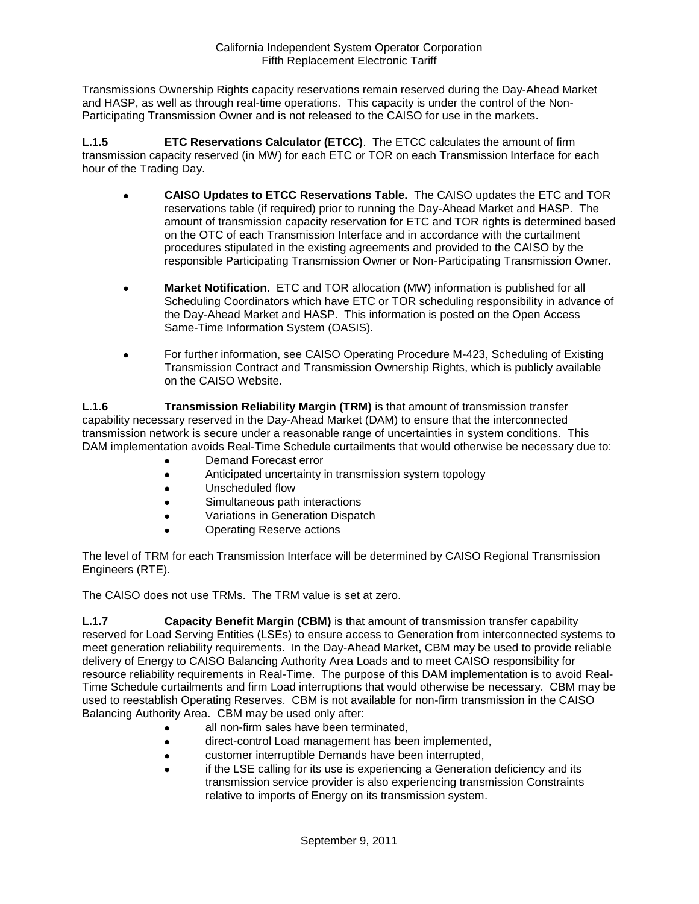Transmissions Ownership Rights capacity reservations remain reserved during the Day-Ahead Market and HASP, as well as through real-time operations. This capacity is under the control of the Non-Participating Transmission Owner and is not released to the CAISO for use in the markets.

**L.1.5 ETC Reservations Calculator (ETCC)**. The ETCC calculates the amount of firm transmission capacity reserved (in MW) for each ETC or TOR on each Transmission Interface for each hour of the Trading Day.

- **CAISO Updates to ETCC Reservations Table.** The CAISO updates the ETC and TOR reservations table (if required) prior to running the Day-Ahead Market and HASP. The amount of transmission capacity reservation for ETC and TOR rights is determined based on the OTC of each Transmission Interface and in accordance with the curtailment procedures stipulated in the existing agreements and provided to the CAISO by the responsible Participating Transmission Owner or Non-Participating Transmission Owner.
- **Market Notification.** ETC and TOR allocation (MW) information is published for all Scheduling Coordinators which have ETC or TOR scheduling responsibility in advance of the Day-Ahead Market and HASP. This information is posted on the Open Access Same-Time Information System (OASIS).
- For further information, see CAISO Operating Procedure M-423, Scheduling of Existing Transmission Contract and Transmission Ownership Rights, which is publicly available on the CAISO Website.

**L.1.6 Transmission Reliability Margin (TRM)** is that amount of transmission transfer capability necessary reserved in the Day-Ahead Market (DAM) to ensure that the interconnected transmission network is secure under a reasonable range of uncertainties in system conditions. This DAM implementation avoids Real-Time Schedule curtailments that would otherwise be necessary due to:

- Demand Forecast error
- Anticipated uncertainty in transmission system topology
- Unscheduled flow
- Simultaneous path interactions
- Variations in Generation Dispatch
- Operating Reserve actions

The level of TRM for each Transmission Interface will be determined by CAISO Regional Transmission Engineers (RTE).

The CAISO does not use TRMs. The TRM value is set at zero.

**L.1.7 Capacity Benefit Margin (CBM)** is that amount of transmission transfer capability reserved for Load Serving Entities (LSEs) to ensure access to Generation from interconnected systems to meet generation reliability requirements. In the Day-Ahead Market, CBM may be used to provide reliable delivery of Energy to CAISO Balancing Authority Area Loads and to meet CAISO responsibility for resource reliability requirements in Real-Time. The purpose of this DAM implementation is to avoid Real-Time Schedule curtailments and firm Load interruptions that would otherwise be necessary. CBM may be used to reestablish Operating Reserves. CBM is not available for non-firm transmission in the CAISO Balancing Authority Area. CBM may be used only after:

- all non-firm sales have been terminated,
- direct-control Load management has been implemented,
- customer interruptible Demands have been interrupted,
- if the LSE calling for its use is experiencing a Generation deficiency and its transmission service provider is also experiencing transmission Constraints relative to imports of Energy on its transmission system.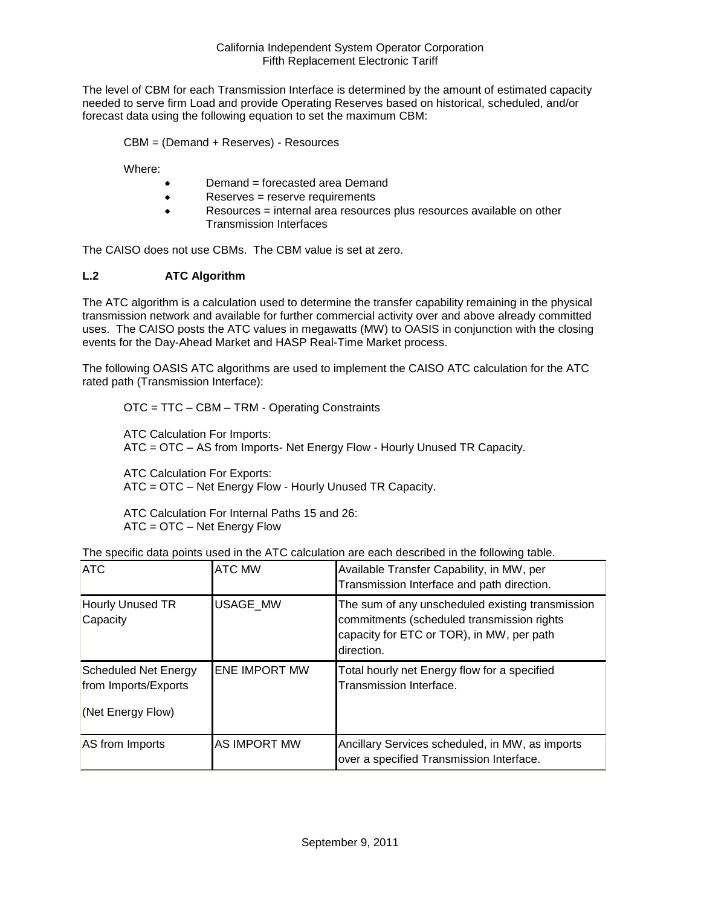The level of CBM for each Transmission Interface is determined by the amount of estimated capacity needed to serve firm Load and provide Operating Reserves based on historical, scheduled, and/or forecast data using the following equation to set the maximum CBM:

CBM = (Demand + Reserves) - Resources

Where:

- Demand = forecasted area Demand
- Reserves = reserve requirements
- Resources = internal area resources plus resources available on other Transmission Interfaces

The CAISO does not use CBMs. The CBM value is set at zero.

### L.2 ATC Algorithm

The ATC algorithm is a calculation used to determine the transfer capability remaining in the physical transmission network and available for further commercial activity over and above already committed uses. The CAISO posts the ATC values in megawatts (MW) to OASIS in conjunction with the closing events for the Day-Ahead Market and HASP Real-Time Market process.

The following OASIS ATC algorithms are used to implement the CAISO ATC calculation for the ATC rated path (Transmission Interface):

OTC = TTC – CBM – TRM - Operating Constraints

ATC Calculation For Imports:
ATC = OTC – AS from Imports- Net Energy Flow - Hourly Unused TR Capacity.

ATC Calculation For Exports:
ATC = OTC – Net Energy Flow - Hourly Unused TR Capacity.

ATC Calculation For Internal Paths 15 and 26:
ATC = OTC – Net Energy Flow

The specific data points used in the ATC calculation are each described in the following table.

| ATC | ATC MW | Available Transfer Capability, in MW, per Transmission Interface and path direction. |
|---|---|---|
| Hourly Unused TR Capacity | USAGE_MW | The sum of any unscheduled existing transmission commitments (scheduled transmission rights capacity for ETC or TOR), in MW, per path direction. |
| Scheduled Net Energy from Imports/Exports (Net Energy Flow) | ENE IMPORT MW | Total hourly net Energy flow for a specified Transmission Interface. |
| AS from Imports | AS IMPORT MW | Ancillary Services scheduled, in MW, as imports over a specified Transmission Interface. |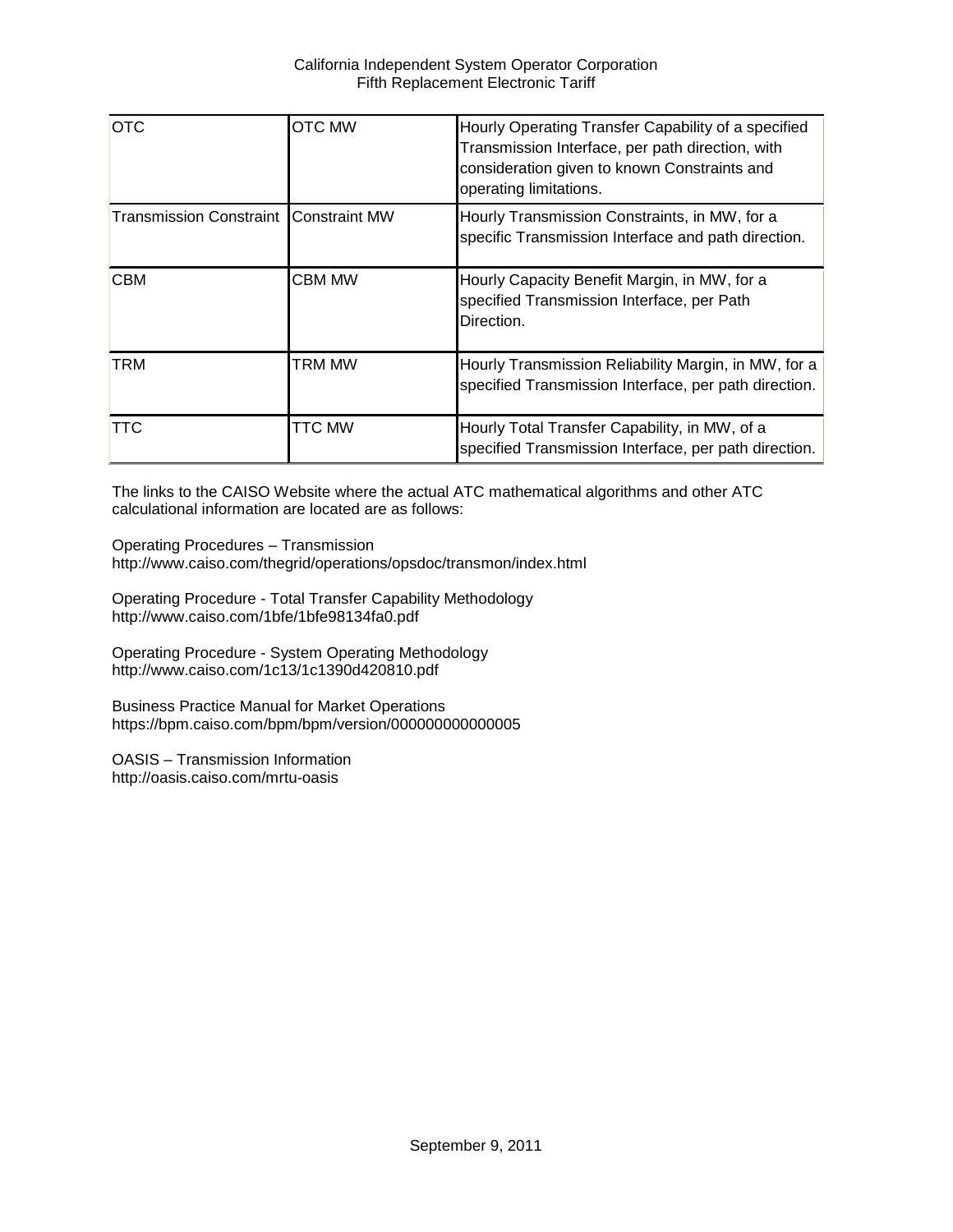| OTC | OTC MW | Hourly Operating Transfer Capability of a specified Transmission Interface, per path direction, with consideration given to known Constraints and operating limitations. |
|---|---|---|
| Transmission Constraint | Constraint MW | Hourly Transmission Constraints, in MW, for a specific Transmission Interface and path direction. |
| CBM | CBM MW | Hourly Capacity Benefit Margin, in MW, for a specified Transmission Interface, per Path Direction. |
| TRM | TRM MW | Hourly Transmission Reliability Margin, in MW, for a specified Transmission Interface, per path direction. |
| TTC | TTC MW | Hourly Total Transfer Capability, in MW, of a specified Transmission Interface, per path direction. |

The links to the CAISO Website where the actual ATC mathematical algorithms and other ATC calculational information are located are as follows:

Operating Procedures – Transmission
http://www.caiso.com/thegrid/operations/opsdoc/transmon/index.html

Operating Procedure - Total Transfer Capability Methodology
http://www.caiso.com/1bfe/1bfe98134fa0.pdf

Operating Procedure - System Operating Methodology
http://www.caiso.com/1c13/1c1390d420810.pdf

Business Practice Manual for Market Operations
https://bpm.caiso.com/bpm/bpm/version/000000000000005

OASIS – Transmission Information
http://oasis.caiso.com/mrtu-oasis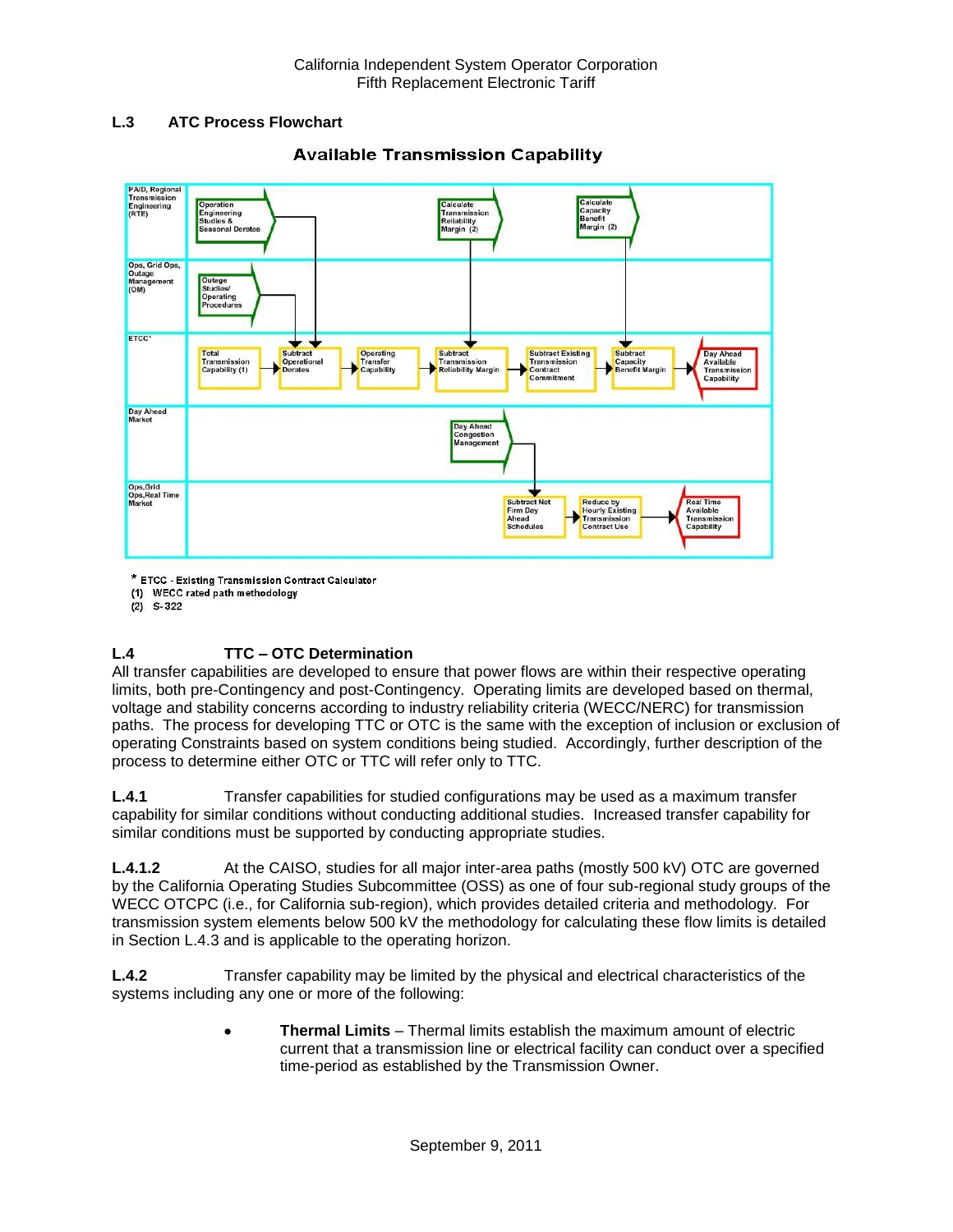### L.3 ATC Process Flowchart

**Available Transmission Capability**

| | |
|---|---|
| PAID, Regional Transmission Engineering (RTE) | Operation Engineering Studies & Seasonal Derates → Subtract Operational Derates; Calculate Transmission Reliability Margin (2) → Subtract Transmission Reliability Margin; Calculate Capacity Benefit Margin (2) → Subtract Capacity Benefit Margin |
| Ops, Grid Ops, Outage Management (OM) | Outage Studies/ Operating Procedures → Subtract Operational Derates |
| ETCC* | Total Transmission Capability (1) → Subtract Operational Derates → Operating Transfer Capability → Subtract Transmission Reliability Margin → Subtract Existing Transmission Contract Commitment → Subtract Capacity Benefit Margin → Day Ahead Available Transmission Capability |
| Day Ahead Market | Day Ahead Congestion Management → Subtract Net Firm Day Ahead Schedules |
| Ops,Grid Ops,Real Time Market | Subtract Net Firm Day Ahead Schedules → Reduce by Hourly Existing Transmission Contract Use → Real Time Available Transmission Capability |

\* ETCC - Existing Transmission Contract Calculator
(1) WECC rated path methodology
(2) S-322

### L.4 TTC – OTC Determination

All transfer capabilities are developed to ensure that power flows are within their respective operating limits, both pre-Contingency and post-Contingency. Operating limits are developed based on thermal, voltage and stability concerns according to industry reliability criteria (WECC/NERC) for transmission paths. The process for developing TTC or OTC is the same with the exception of inclusion or exclusion of operating Constraints based on system conditions being studied. Accordingly, further description of the process to determine either OTC or TTC will refer only to TTC.

**L.4.1** Transfer capabilities for studied configurations may be used as a maximum transfer capability for similar conditions without conducting additional studies. Increased transfer capability for similar conditions must be supported by conducting appropriate studies.

**L.4.1.2** At the CAISO, studies for all major inter-area paths (mostly 500 kV) OTC are governed by the California Operating Studies Subcommittee (OSS) as one of four sub-regional study groups of the WECC OTCPC (i.e., for California sub-region), which provides detailed criteria and methodology. For transmission system elements below 500 kV the methodology for calculating these flow limits is detailed in Section L.4.3 and is applicable to the operating horizon.

**L.4.2** Transfer capability may be limited by the physical and electrical characteristics of the systems including any one or more of the following:

- **Thermal Limits** – Thermal limits establish the maximum amount of electric current that a transmission line or electrical facility can conduct over a specified time-period as established by the Transmission Owner.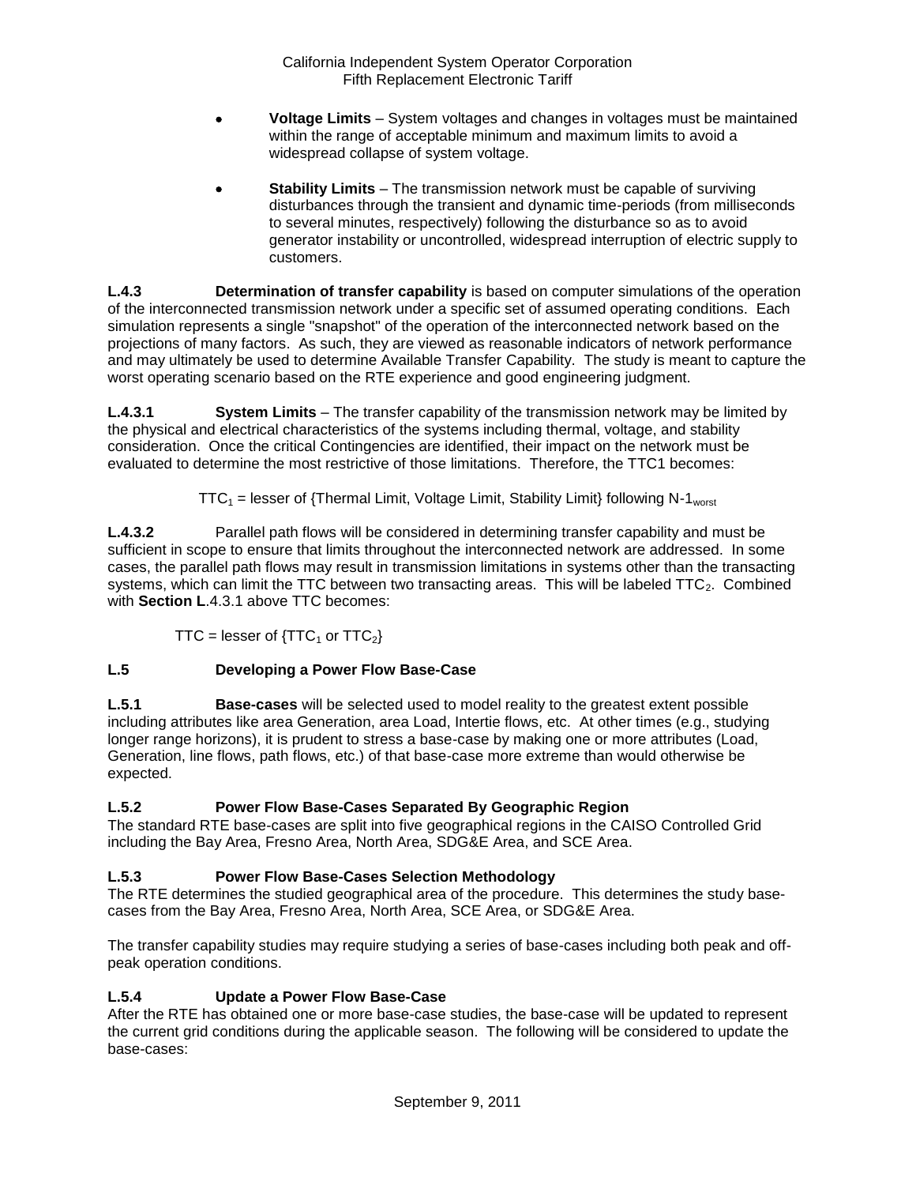- **Voltage Limits** – System voltages and changes in voltages must be maintained within the range of acceptable minimum and maximum limits to avoid a widespread collapse of system voltage.

- **Stability Limits** – The transmission network must be capable of surviving disturbances through the transient and dynamic time-periods (from milliseconds to several minutes, respectively) following the disturbance so as to avoid generator instability or uncontrolled, widespread interruption of electric supply to customers.

**L.4.3** **Determination of transfer capability** is based on computer simulations of the operation of the interconnected transmission network under a specific set of assumed operating conditions. Each simulation represents a single "snapshot" of the operation of the interconnected network based on the projections of many factors. As such, they are viewed as reasonable indicators of network performance and may ultimately be used to determine Available Transfer Capability. The study is meant to capture the worst operating scenario based on the RTE experience and good engineering judgment.

**L.4.3.1** **System Limits** – The transfer capability of the transmission network may be limited by the physical and electrical characteristics of the systems including thermal, voltage, and stability consideration. Once the critical Contingencies are identified, their impact on the network must be evaluated to determine the most restrictive of those limitations. Therefore, the TTC1 becomes:

$$TTC_1 = \text{lesser of } \{\text{Thermal Limit, Voltage Limit, Stability Limit}\} \text{ following } N\text{-}1_{worst}$$

**L.4.3.2** Parallel path flows will be considered in determining transfer capability and must be sufficient in scope to ensure that limits throughout the interconnected network are addressed. In some cases, the parallel path flows may result in transmission limitations in systems other than the transacting systems, which can limit the TTC between two transacting areas. This will be labeled $TTC_2$. Combined with **Section L**.4.3.1 above TTC becomes:

$$TTC = \text{lesser of } \{TTC_1 \text{ or } TTC_2\}$$

## L.5 Developing a Power Flow Base-Case

**L.5.1** **Base-cases** will be selected used to model reality to the greatest extent possible including attributes like area Generation, area Load, Intertie flows, etc. At other times (e.g., studying longer range horizons), it is prudent to stress a base-case by making one or more attributes (Load, Generation, line flows, path flows, etc.) of that base-case more extreme than would otherwise be expected.

### L.5.2 Power Flow Base-Cases Separated By Geographic Region

The standard RTE base-cases are split into five geographical regions in the CAISO Controlled Grid including the Bay Area, Fresno Area, North Area, SDG&E Area, and SCE Area.

### L.5.3 Power Flow Base-Cases Selection Methodology

The RTE determines the studied geographical area of the procedure. This determines the study base-cases from the Bay Area, Fresno Area, North Area, SCE Area, or SDG&E Area.

The transfer capability studies may require studying a series of base-cases including both peak and off-peak operation conditions.

### L.5.4 Update a Power Flow Base-Case

After the RTE has obtained one or more base-case studies, the base-case will be updated to represent the current grid conditions during the applicable season. The following will be considered to update the base-cases: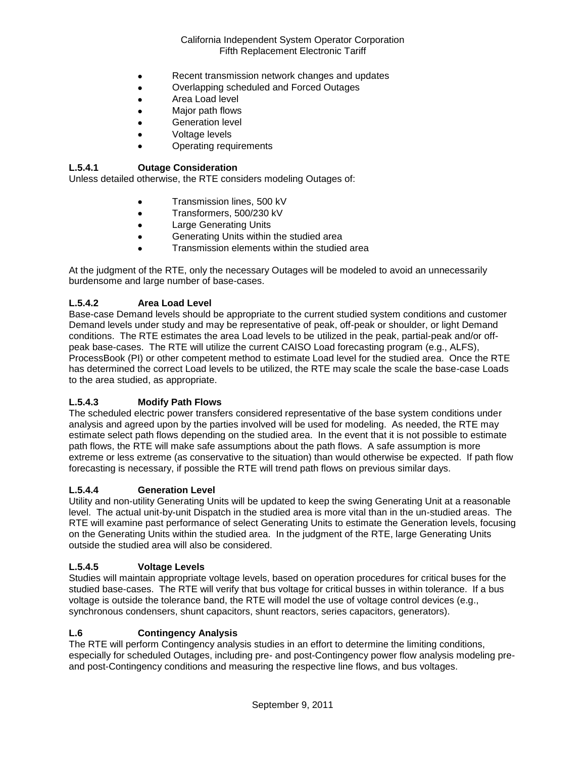- Recent transmission network changes and updates
- Overlapping scheduled and Forced Outages
- Area Load level
- Major path flows
- Generation level
- Voltage levels
- Operating requirements

**L.5.4.1 Outage Consideration**

Unless detailed otherwise, the RTE considers modeling Outages of:

- Transmission lines, 500 kV
- Transformers, 500/230 kV
- Large Generating Units
- Generating Units within the studied area
- Transmission elements within the studied area

At the judgment of the RTE, only the necessary Outages will be modeled to avoid an unnecessarily burdensome and large number of base-cases.

**L.5.4.2 Area Load Level**

Base-case Demand levels should be appropriate to the current studied system conditions and customer Demand levels under study and may be representative of peak, off-peak or shoulder, or light Demand conditions. The RTE estimates the area Load levels to be utilized in the peak, partial-peak and/or off-peak base-cases. The RTE will utilize the current CAISO Load forecasting program (e.g., ALFS), ProcessBook (PI) or other competent method to estimate Load level for the studied area. Once the RTE has determined the correct Load levels to be utilized, the RTE may scale the scale the base-case Loads to the area studied, as appropriate.

**L.5.4.3 Modify Path Flows**

The scheduled electric power transfers considered representative of the base system conditions under analysis and agreed upon by the parties involved will be used for modeling. As needed, the RTE may estimate select path flows depending on the studied area. In the event that it is not possible to estimate path flows, the RTE will make safe assumptions about the path flows. A safe assumption is more extreme or less extreme (as conservative to the situation) than would otherwise be expected. If path flow forecasting is necessary, if possible the RTE will trend path flows on previous similar days.

**L.5.4.4 Generation Level**

Utility and non-utility Generating Units will be updated to keep the swing Generating Unit at a reasonable level. The actual unit-by-unit Dispatch in the studied area is more vital than in the un-studied areas. The RTE will examine past performance of select Generating Units to estimate the Generation levels, focusing on the Generating Units within the studied area. In the judgment of the RTE, large Generating Units outside the studied area will also be considered.

**L.5.4.5 Voltage Levels**

Studies will maintain appropriate voltage levels, based on operation procedures for critical buses for the studied base-cases. The RTE will verify that bus voltage for critical busses in within tolerance. If a bus voltage is outside the tolerance band, the RTE will model the use of voltage control devices (e.g., synchronous condensers, shunt capacitors, shunt reactors, series capacitors, generators).

**L.6 Contingency Analysis**

The RTE will perform Contingency analysis studies in an effort to determine the limiting conditions, especially for scheduled Outages, including pre- and post-Contingency power flow analysis modeling pre- and post-Contingency conditions and measuring the respective line flows, and bus voltages.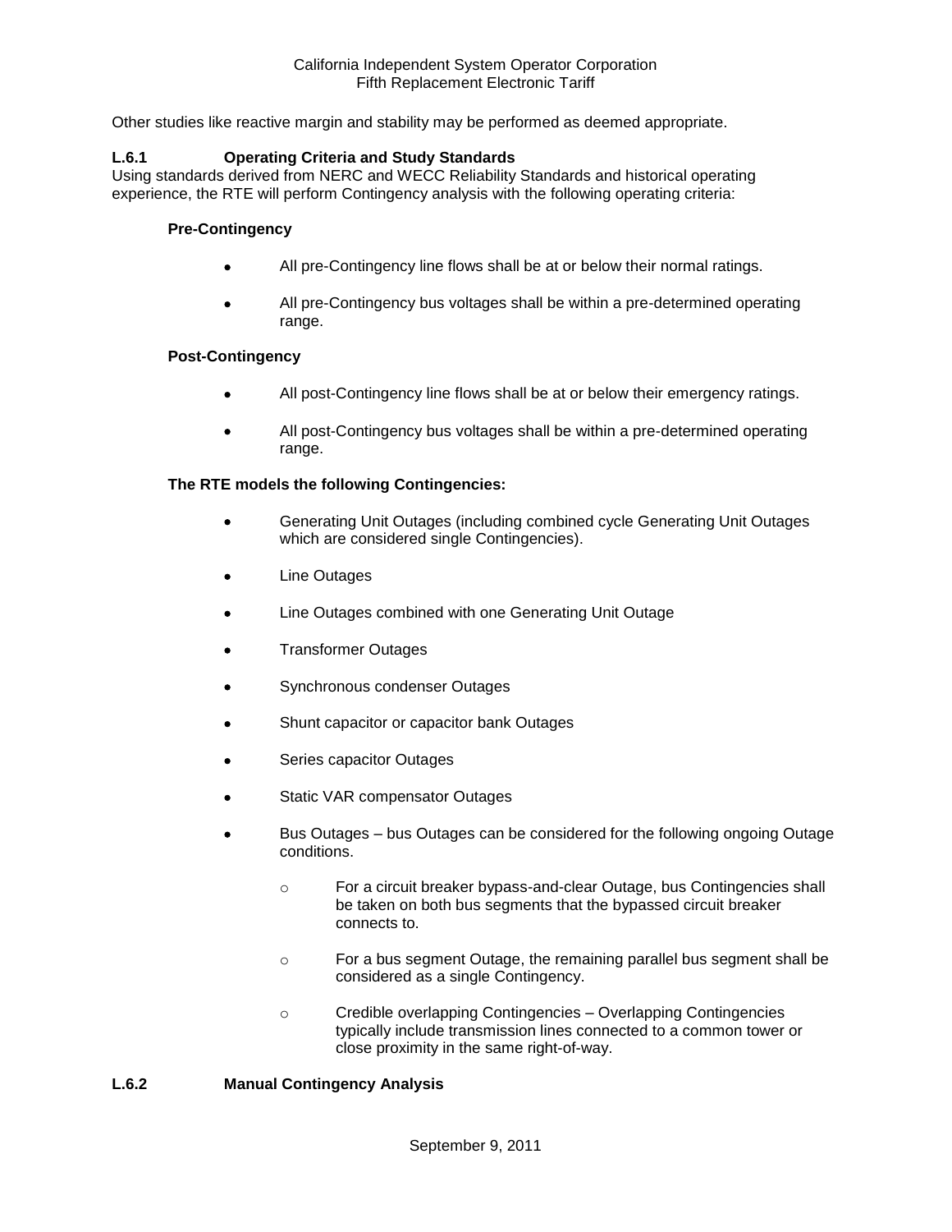Other studies like reactive margin and stability may be performed as deemed appropriate.

### L.6.1 Operating Criteria and Study Standards

Using standards derived from NERC and WECC Reliability Standards and historical operating experience, the RTE will perform Contingency analysis with the following operating criteria:

**Pre-Contingency**

- All pre-Contingency line flows shall be at or below their normal ratings.
- All pre-Contingency bus voltages shall be within a pre-determined operating range.

**Post-Contingency**

- All post-Contingency line flows shall be at or below their emergency ratings.
- All post-Contingency bus voltages shall be within a pre-determined operating range.

**The RTE models the following Contingencies:**

- Generating Unit Outages (including combined cycle Generating Unit Outages which are considered single Contingencies).
- Line Outages
- Line Outages combined with one Generating Unit Outage
- Transformer Outages
- Synchronous condenser Outages
- Shunt capacitor or capacitor bank Outages
- Series capacitor Outages
- Static VAR compensator Outages
- Bus Outages – bus Outages can be considered for the following ongoing Outage conditions.
    - For a circuit breaker bypass-and-clear Outage, bus Contingencies shall be taken on both bus segments that the bypassed circuit breaker connects to.
    - For a bus segment Outage, the remaining parallel bus segment shall be considered as a single Contingency.
    - Credible overlapping Contingencies – Overlapping Contingencies typically include transmission lines connected to a common tower or close proximity in the same right-of-way.

### L.6.2 Manual Contingency Analysis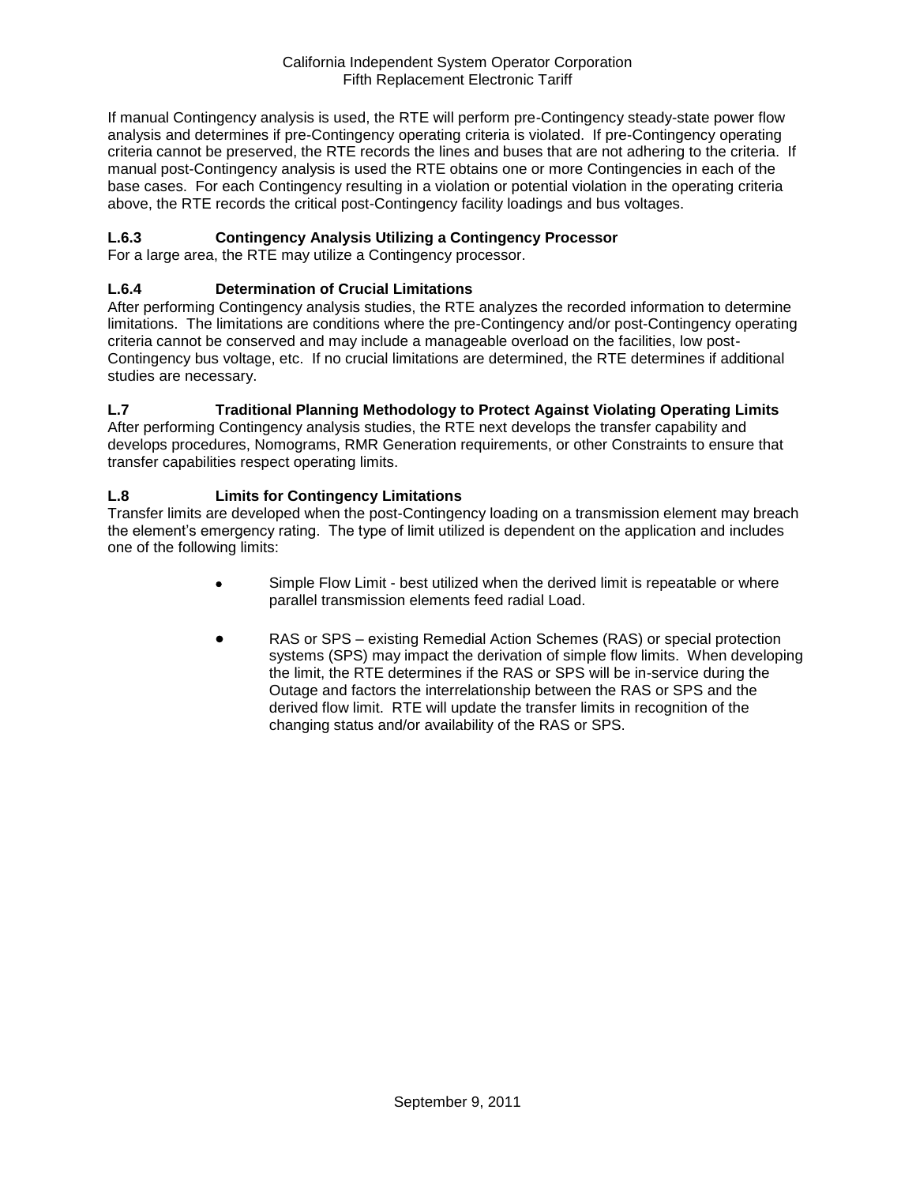If manual Contingency analysis is used, the RTE will perform pre-Contingency steady-state power flow analysis and determines if pre-Contingency operating criteria is violated. If pre-Contingency operating criteria cannot be preserved, the RTE records the lines and buses that are not adhering to the criteria. If manual post-Contingency analysis is used the RTE obtains one or more Contingencies in each of the base cases. For each Contingency resulting in a violation or potential violation in the operating criteria above, the RTE records the critical post-Contingency facility loadings and bus voltages.

**L.6.3 Contingency Analysis Utilizing a Contingency Processor**

For a large area, the RTE may utilize a Contingency processor.

**L.6.4 Determination of Crucial Limitations**

After performing Contingency analysis studies, the RTE analyzes the recorded information to determine limitations. The limitations are conditions where the pre-Contingency and/or post-Contingency operating criteria cannot be conserved and may include a manageable overload on the facilities, low post-Contingency bus voltage, etc. If no crucial limitations are determined, the RTE determines if additional studies are necessary.

**L.7 Traditional Planning Methodology to Protect Against Violating Operating Limits**

After performing Contingency analysis studies, the RTE next develops the transfer capability and develops procedures, Nomograms, RMR Generation requirements, or other Constraints to ensure that transfer capabilities respect operating limits.

**L.8 Limits for Contingency Limitations**

Transfer limits are developed when the post-Contingency loading on a transmission element may breach the element's emergency rating. The type of limit utilized is dependent on the application and includes one of the following limits:

- Simple Flow Limit - best utilized when the derived limit is repeatable or where parallel transmission elements feed radial Load.
- RAS or SPS – existing Remedial Action Schemes (RAS) or special protection systems (SPS) may impact the derivation of simple flow limits. When developing the limit, the RTE determines if the RAS or SPS will be in-service during the Outage and factors the interrelationship between the RAS or SPS and the derived flow limit. RTE will update the transfer limits in recognition of the changing status and/or availability of the RAS or SPS.